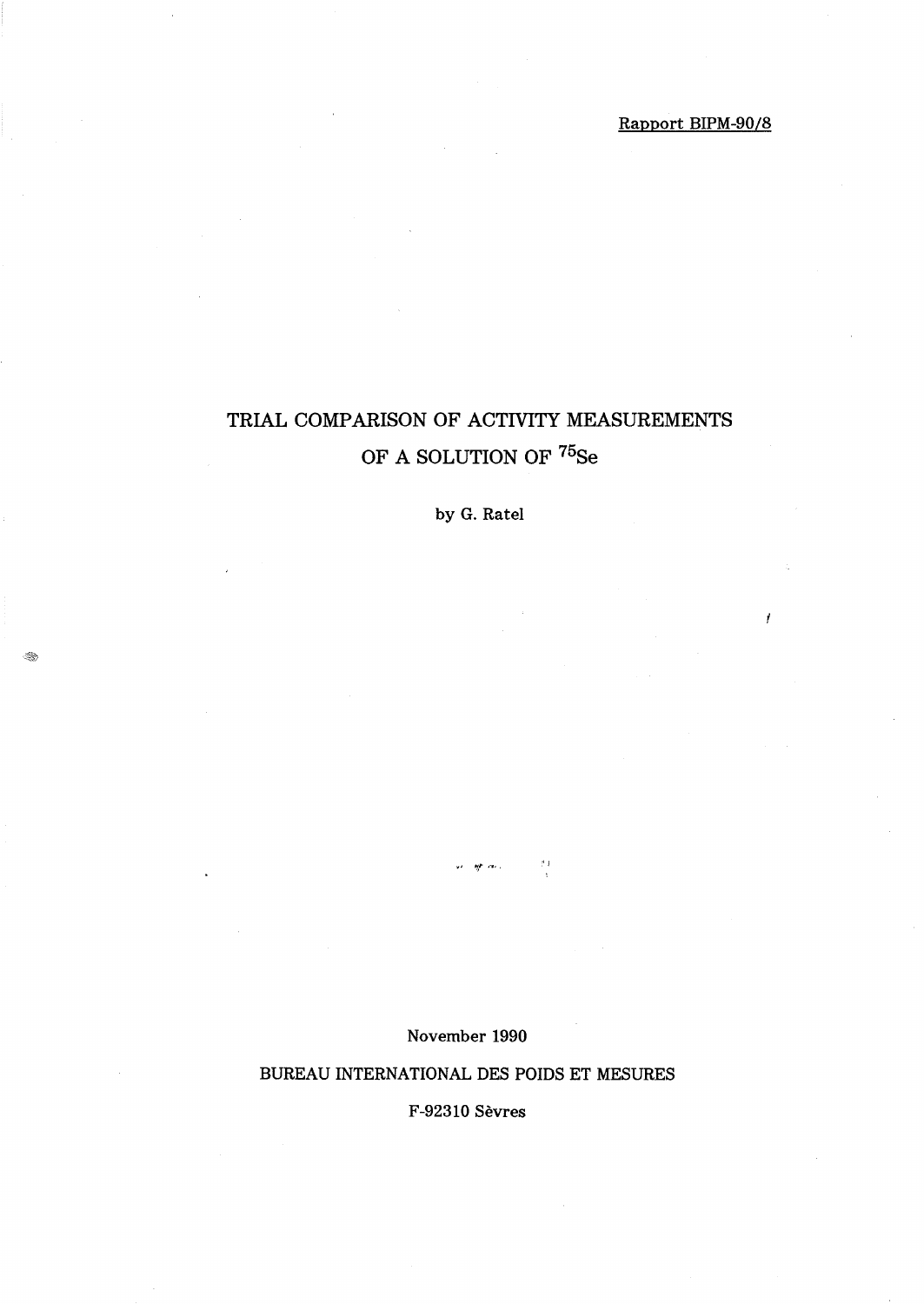Rapport BIPM-90/8

# TRIAL COMPARISON OF ACTIVITY MEASUREMENTS OF A SOLUTION OF $^{75}$Se

by G. Ratel

November 1990

BUREAU INTERNATIONAL DES POIDS ET MESURES

F-92310 Sèvres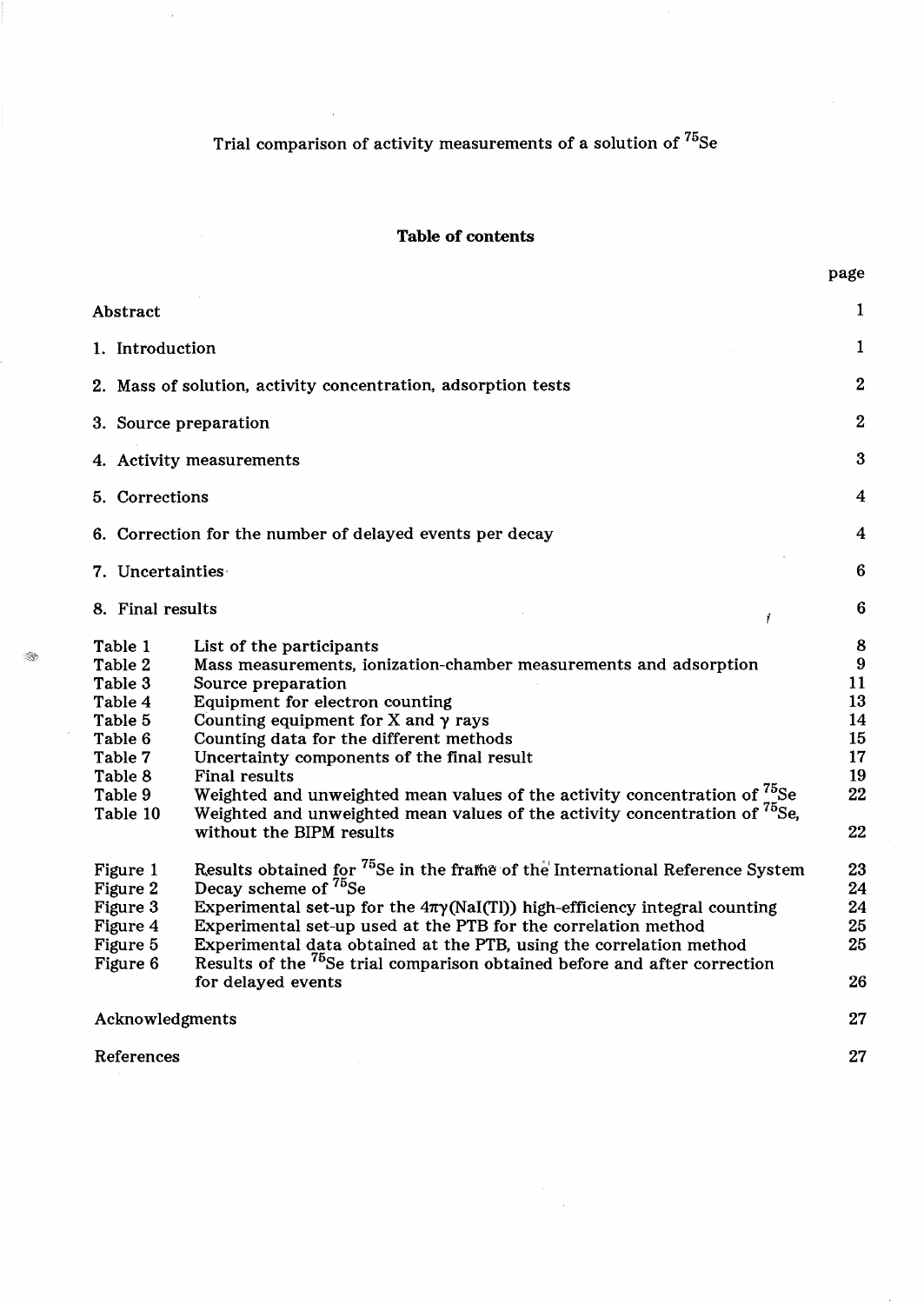# Trial comparison of activity measurements of a solution of $^{75}Se$

## Table of contents

| | | page |
|---|---|---|
| Abstract | | 1 |
| 1. Introduction | | 1 |
| 2. Mass of solution, activity concentration, adsorption tests | | 2 |
| 3. Source preparation | | 2 |
| 4. Activity measurements | | 3 |
| 5. Corrections | | 4 |
| 6. Correction for the number of delayed events per decay | | 4 |
| 7. Uncertainties | | 6 |
| 8. Final results | | 6 |
| Table 1 | List of the participants | 8 |
| Table 2 | Mass measurements, ionization-chamber measurements and adsorption | 9 |
| Table 3 | Source preparation | 11 |
| Table 4 | Equipment for electron counting | 13 |
| Table 5 | Counting equipment for X and $\gamma$ rays | 14 |
| Table 6 | Counting data for the different methods | 15 |
| Table 7 | Uncertainty components of the final result | 17 |
| Table 8 | Final results | 19 |
| Table 9 | Weighted and unweighted mean values of the activity concentration of $^{75}Se$ | 22 |
| Table 10 | Weighted and unweighted mean values of the activity concentration of $^{75}Se$, without the BIPM results | 22 |
| Figure 1 | Results obtained for $^{75}Se$ in the frame of the International Reference System | 23 |
| Figure 2 | Decay scheme of $^{75}Se$ | 24 |
| Figure 3 | Experimental set-up for the $4\pi\gamma$(NaI(Tl)) high-efficiency integral counting | 24 |
| Figure 4 | Experimental set-up used at the PTB for the correlation method | 25 |
| Figure 5 | Experimental data obtained at the PTB, using the correlation method | 25 |
| Figure 6 | Results of the $^{75}Se$ trial comparison obtained before and after correction for delayed events | 26 |
| Acknowledgments | | 27 |
| References | | 27 |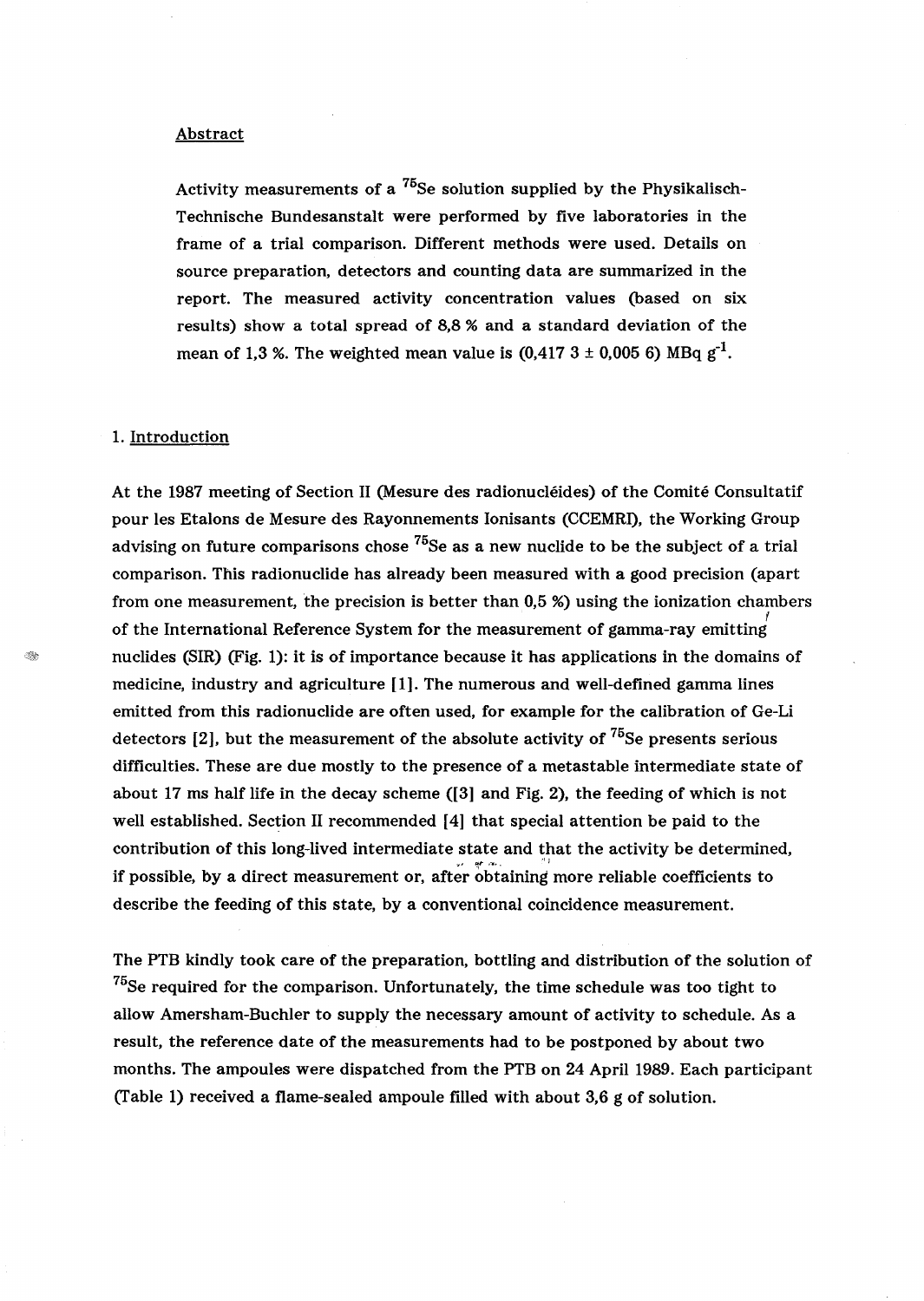## Abstract

Activity measurements of a $^{75}Se$ solution supplied by the Physikalisch-Technische Bundesanstalt were performed by five laboratories in the frame of a trial comparison. Different methods were used. Details on source preparation, detectors and counting data are summarized in the report. The measured activity concentration values (based on six results) show a total spread of 8,8 % and a standard deviation of the mean of 1,3 %. The weighted mean value is (0,417 3 ± 0,005 6) MBq $g^{-1}$.

## 1. Introduction

At the 1987 meeting of Section II (Mesure des radionucléides) of the Comité Consultatif pour les Etalons de Mesure des Rayonnements Ionisants (CCEMRI), the Working Group advising on future comparisons chose $^{75}Se$ as a new nuclide to be the subject of a trial comparison. This radionuclide has already been measured with a good precision (apart from one measurement, the precision is better than 0,5 %) using the ionization chambers of the International Reference System for the measurement of gamma-ray emitting nuclides (SIR) (Fig. 1): it is of importance because it has applications in the domains of medicine, industry and agriculture [1]. The numerous and well-defined gamma lines emitted from this radionuclide are often used, for example for the calibration of Ge-Li detectors [2], but the measurement of the absolute activity of $^{75}Se$ presents serious difficulties. These are due mostly to the presence of a metastable intermediate state of about 17 ms half life in the decay scheme ([3] and Fig. 2), the feeding of which is not well established. Section II recommended [4] that special attention be paid to the contribution of this long-lived intermediate state and that the activity be determined, if possible, by a direct measurement or, after obtaining more reliable coefficients to describe the feeding of this state, by a conventional coincidence measurement.

The PTB kindly took care of the preparation, bottling and distribution of the solution of $^{75}Se$ required for the comparison. Unfortunately, the time schedule was too tight to allow Amersham-Buchler to supply the necessary amount of activity to schedule. As a result, the reference date of the measurements had to be postponed by about two months. The ampoules were dispatched from the PTB on 24 April 1989. Each participant (Table 1) received a flame-sealed ampoule filled with about 3,6 g of solution.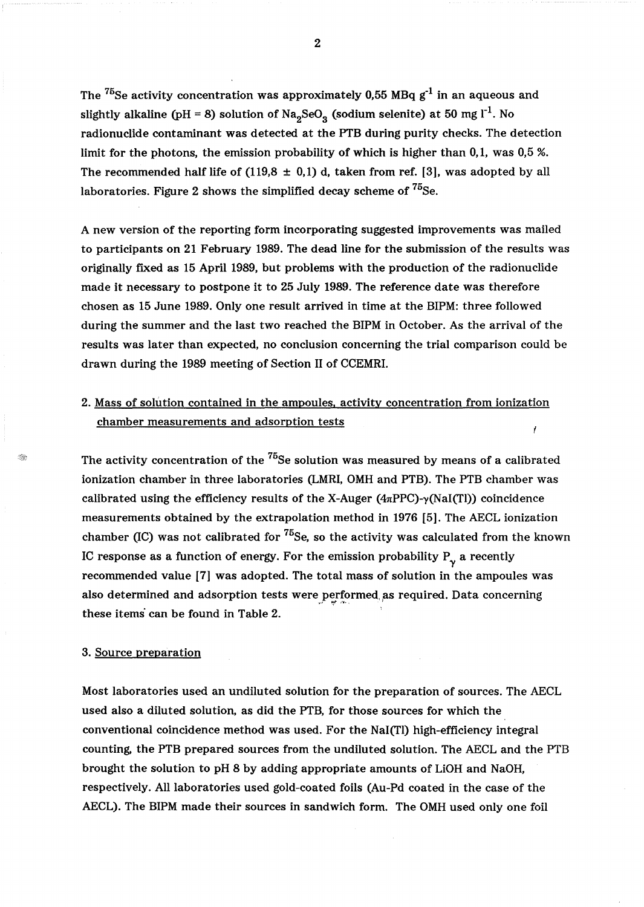The $^{75}Se$ activity concentration was approximately 0,55 MBq $g^{-1}$ in an aqueous and slightly alkaline (pH = 8) solution of $Na_2SeO_3$ (sodium selenite) at 50 mg $l^{-1}$. No radionuclide contaminant was detected at the PTB during purity checks. The detection limit for the photons, the emission probability of which is higher than 0,1, was 0,5 %. The recommended half life of (119,8 ± 0,1) d, taken from ref. [3], was adopted by all laboratories. Figure 2 shows the simplified decay scheme of $^{75}Se$.

A new version of the reporting form incorporating suggested improvements was mailed to participants on 21 February 1989. The dead line for the submission of the results was originally fixed as 15 April 1989, but problems with the production of the radionuclide made it necessary to postpone it to 25 July 1989. The reference date was therefore chosen as 15 June 1989. Only one result arrived in time at the BIPM: three followed during the summer and the last two reached the BIPM in October. As the arrival of the results was later than expected, no conclusion concerning the trial comparison could be drawn during the 1989 meeting of Section II of CCEMRI.

## 2. Mass of solution contained in the ampoules, activity concentration from ionization chamber measurements and adsorption tests

The activity concentration of the $^{75}Se$ solution was measured by means of a calibrated ionization chamber in three laboratories (LMRI, OMH and PTB). The PTB chamber was calibrated using the efficiency results of the X-Auger ($4\pi$PPC)-$\gamma$(NaI(Tl)) coincidence measurements obtained by the extrapolation method in 1976 [5]. The AECL ionization chamber (IC) was not calibrated for $^{75}Se$, so the activity was calculated from the known IC response as a function of energy. For the emission probability $P_\gamma$ a recently recommended value [7] was adopted. The total mass of solution in the ampoules was also determined and adsorption tests were performed as required. Data concerning these items can be found in Table 2.

## 3. Source preparation

Most laboratories used an undiluted solution for the preparation of sources. The AECL used also a diluted solution, as did the PTB, for those sources for which the conventional coincidence method was used. For the NaI(Tl) high-efficiency integral counting, the PTB prepared sources from the undiluted solution. The AECL and the PTB brought the solution to pH 8 by adding appropriate amounts of LiOH and NaOH, respectively. All laboratories used gold-coated foils (Au-Pd coated in the case of the AECL). The BIPM made their sources in sandwich form. The OMH used only one foil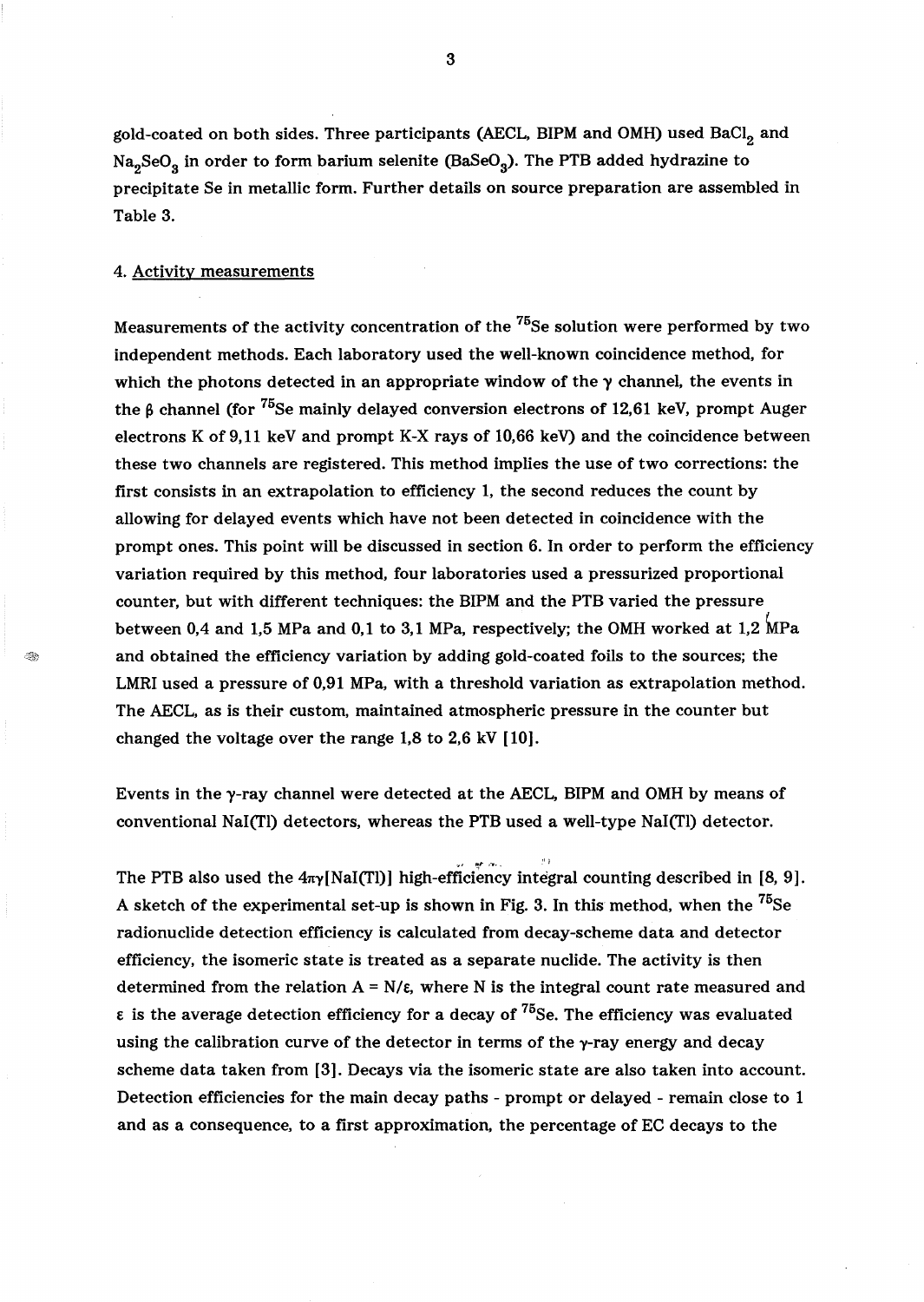gold-coated on both sides. Three participants (AECL, BIPM and OMH) used $BaCl_2$ and $Na_2SeO_3$ in order to form barium selenite ($BaSeO_3$). The PTB added hydrazine to precipitate Se in metallic form. Further details on source preparation are assembled in Table 3.

## 4. Activity measurements

Measurements of the activity concentration of the $^{75}Se$ solution were performed by two independent methods. Each laboratory used the well-known coincidence method, for which the photons detected in an appropriate window of the $\gamma$ channel, the events in the $\beta$ channel (for $^{75}Se$ mainly delayed conversion electrons of 12,61 keV, prompt Auger electrons K of 9,11 keV and prompt K-X rays of 10,66 keV) and the coincidence between these two channels are registered. This method implies the use of two corrections: the first consists in an extrapolation to efficiency 1, the second reduces the count by allowing for delayed events which have not been detected in coincidence with the prompt ones. This point will be discussed in section 6. In order to perform the efficiency variation required by this method, four laboratories used a pressurized proportional counter, but with different techniques: the BIPM and the PTB varied the pressure between 0,4 and 1,5 MPa and 0,1 to 3,1 MPa, respectively; the OMH worked at 1,2 MPa and obtained the efficiency variation by adding gold-coated foils to the sources; the LMRI used a pressure of 0,91 MPa, with a threshold variation as extrapolation method. The AECL, as is their custom, maintained atmospheric pressure in the counter but changed the voltage over the range 1,8 to 2,6 kV [10].

Events in the $\gamma$-ray channel were detected at the AECL, BIPM and OMH by means of conventional NaI(Tl) detectors, whereas the PTB used a well-type NaI(Tl) detector.

The PTB also used the $4\pi\gamma$[NaI(Tl)] high-efficiency integral counting described in [8, 9]. A sketch of the experimental set-up is shown in Fig. 3. In this method, when the $^{75}Se$ radionuclide detection efficiency is calculated from decay-scheme data and detector efficiency, the isomeric state is treated as a separate nuclide. The activity is then determined from the relation $A = N/\varepsilon$, where N is the integral count rate measured and $\varepsilon$ is the average detection efficiency for a decay of $^{75}Se$. The efficiency was evaluated using the calibration curve of the detector in terms of the $\gamma$-ray energy and decay scheme data taken from [3]. Decays via the isomeric state are also taken into account. Detection efficiencies for the main decay paths - prompt or delayed - remain close to 1 and as a consequence, to a first approximation, the percentage of EC decays to the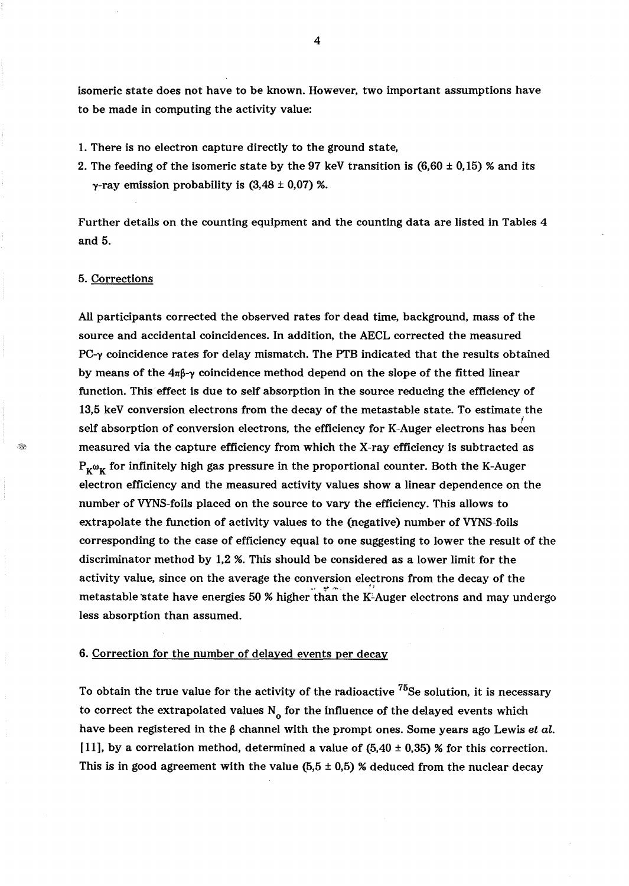isomeric state does not have to be known. However, two important assumptions have to be made in computing the activity value:

1. There is no electron capture directly to the ground state,
2. The feeding of the isomeric state by the 97 keV transition is (6,60 ± 0,15) % and its γ-ray emission probability is (3,48 ± 0,07) %.

Further details on the counting equipment and the counting data are listed in Tables 4 and 5.

## 5. Corrections

All participants corrected the observed rates for dead time, background, mass of the source and accidental coincidences. In addition, the AECL corrected the measured PC-γ coincidence rates for delay mismatch. The PTB indicated that the results obtained by means of the 4πβ-γ coincidence method depend on the slope of the fitted linear function. This effect is due to self absorption in the source reducing the efficiency of 13,5 keV conversion electrons from the decay of the metastable state. To estimate the self absorption of conversion electrons, the efficiency for K-Auger electrons has been measured via the capture efficiency from which the X-ray efficiency is subtracted as $P_K\omega_K$ for infinitely high gas pressure in the proportional counter. Both the K-Auger electron efficiency and the measured activity values show a linear dependence on the number of VYNS-foils placed on the source to vary the efficiency. This allows to extrapolate the function of activity values to the (negative) number of VYNS-foils corresponding to the case of efficiency equal to one suggesting to lower the result of the discriminator method by 1,2 %. This should be considered as a lower limit for the activity value, since on the average the conversion electrons from the decay of the metastable state have energies 50 % higher than the K-Auger electrons and may undergo less absorption than assumed.

## 6. Correction for the number of delayed events per decay

To obtain the true value for the activity of the radioactive $^{75}$Se solution, it is necessary to correct the extrapolated values $N_0$ for the influence of the delayed events which have been registered in the β channel with the prompt ones. Some years ago Lewis *et al.* [11], by a correlation method, determined a value of (5,40 ± 0,35) % for this correction. This is in good agreement with the value (5,5 ± 0,5) % deduced from the nuclear decay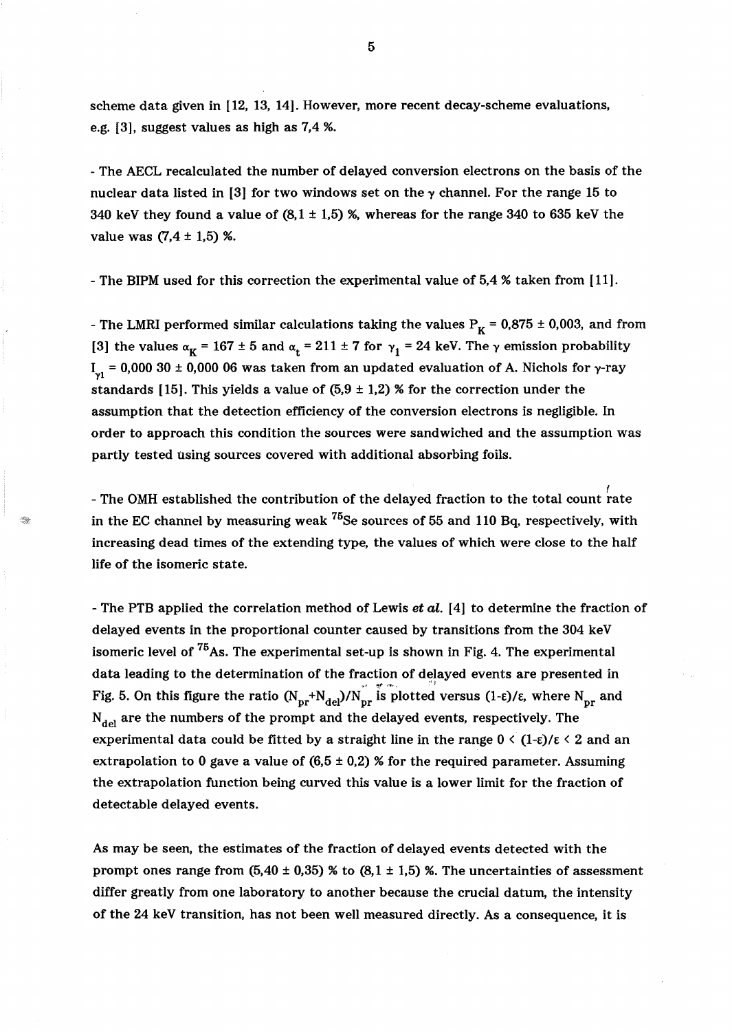scheme data given in [12, 13, 14]. However, more recent decay-scheme evaluations, e.g. [3], suggest values as high as 7,4 %.

- The AECL recalculated the number of delayed conversion electrons on the basis of the nuclear data listed in [3] for two windows set on the $\gamma$ channel. For the range 15 to 340 keV they found a value of (8,1 ± 1,5) %, whereas for the range 340 to 635 keV the value was (7,4 ± 1,5) %.

- The BIPM used for this correction the experimental value of 5,4 % taken from [11].

- The LMRI performed similar calculations taking the values $P_K = 0{,}875 \pm 0{,}003$, and from [3] the values $\alpha_K = 167 \pm 5$ and $\alpha_t = 211 \pm 7$ for $\gamma_1 = 24$ keV. The $\gamma$ emission probability $I_{\gamma 1} = 0{,}000\,30 \pm 0{,}000\,06$ was taken from an updated evaluation of A. Nichols for $\gamma$-ray standards [15]. This yields a value of (5,9 ± 1,2) % for the correction under the assumption that the detection efficiency of the conversion electrons is negligible. In order to approach this condition the sources were sandwiched and the assumption was partly tested using sources covered with additional absorbing foils.

- The OMH established the contribution of the delayed fraction to the total count rate in the EC channel by measuring weak $^{75}$Se sources of 55 and 110 Bq, respectively, with increasing dead times of the extending type, the values of which were close to the half life of the isomeric state.

- The PTB applied the correlation method of Lewis *et al.* [4] to determine the fraction of delayed events in the proportional counter caused by transitions from the 304 keV isomeric level of $^{75}$As. The experimental set-up is shown in Fig. 4. The experimental data leading to the determination of the fraction of delayed events are presented in Fig. 5. On this figure the ratio $(N_{pr}+N_{del})/N_{pr}$ is plotted versus $(1-\varepsilon)/\varepsilon$, where $N_{pr}$ and $N_{del}$ are the numbers of the prompt and the delayed events, respectively. The experimental data could be fitted by a straight line in the range $0 < (1-\varepsilon)/\varepsilon < 2$ and an extrapolation to 0 gave a value of (6,5 ± 0,2) % for the required parameter. Assuming the extrapolation function being curved this value is a lower limit for the fraction of detectable delayed events.

As may be seen, the estimates of the fraction of delayed events detected with the prompt ones range from (5,40 ± 0,35) % to (8,1 ± 1,5) %. The uncertainties of assessment differ greatly from one laboratory to another because the crucial datum, the intensity of the 24 keV transition, has not been well measured directly. As a consequence, it is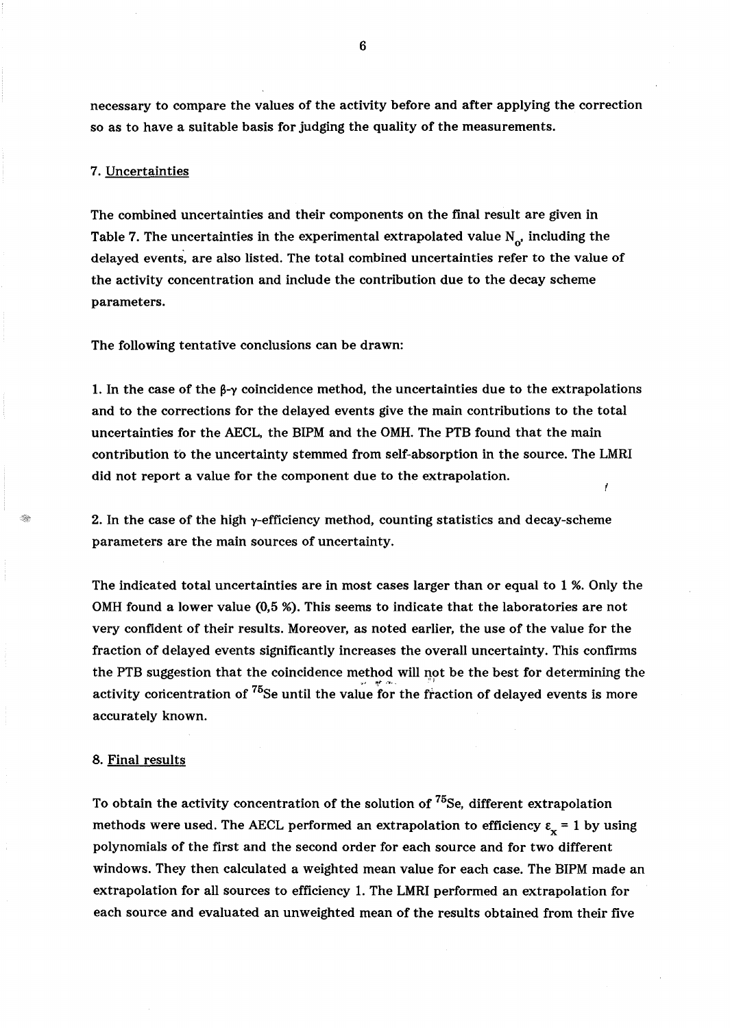necessary to compare the values of the activity before and after applying the correction so as to have a suitable basis for judging the quality of the measurements.

## 7. Uncertainties

The combined uncertainties and their components on the final result are given in Table 7. The uncertainties in the experimental extrapolated value $N_0$, including the delayed events, are also listed. The total combined uncertainties refer to the value of the activity concentration and include the contribution due to the decay scheme parameters.

The following tentative conclusions can be drawn:

1. In the case of the $\beta$-$\gamma$ coincidence method, the uncertainties due to the extrapolations and to the corrections for the delayed events give the main contributions to the total uncertainties for the AECL, the BIPM and the OMH. The PTB found that the main contribution to the uncertainty stemmed from self-absorption in the source. The LMRI did not report a value for the component due to the extrapolation.

2. In the case of the high $\gamma$-efficiency method, counting statistics and decay-scheme parameters are the main sources of uncertainty.

The indicated total uncertainties are in most cases larger than or equal to 1 %. Only the OMH found a lower value (0,5 %). This seems to indicate that the laboratories are not very confident of their results. Moreover, as noted earlier, the use of the value for the fraction of delayed events significantly increases the overall uncertainty. This confirms the PTB suggestion that the coincidence method will not be the best for determining the activity concentration of $^{75}Se$ until the value for the fraction of delayed events is more accurately known.

## 8. Final results

To obtain the activity concentration of the solution of $^{75}Se$, different extrapolation methods were used. The AECL performed an extrapolation to efficiency $\varepsilon_x = 1$ by using polynomials of the first and the second order for each source and for two different windows. They then calculated a weighted mean value for each case. The BIPM made an extrapolation for all sources to efficiency 1. The LMRI performed an extrapolation for each source and evaluated an unweighted mean of the results obtained from their five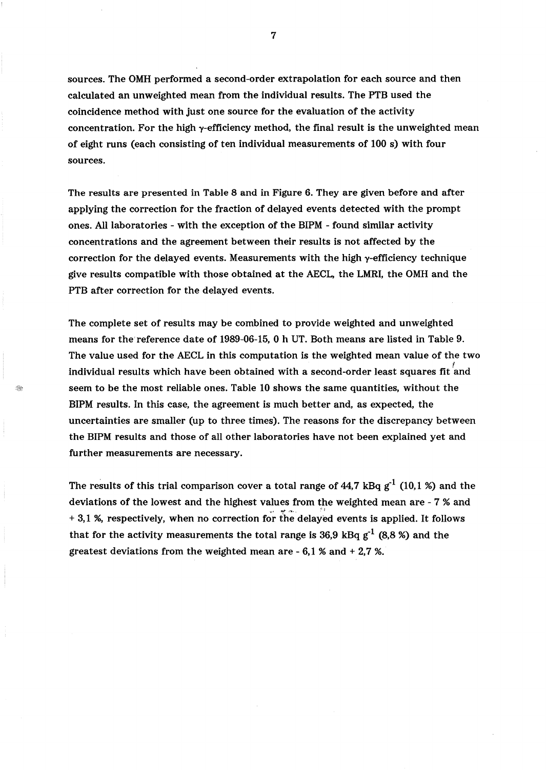sources. The OMH performed a second-order extrapolation for each source and then calculated an unweighted mean from the individual results. The PTB used the coincidence method with just one source for the evaluation of the activity concentration. For the high $\gamma$-efficiency method, the final result is the unweighted mean of eight runs (each consisting of ten individual measurements of 100 s) with four sources.

The results are presented in Table 8 and in Figure 6. They are given before and after applying the correction for the fraction of delayed events detected with the prompt ones. All laboratories - with the exception of the BIPM - found similar activity concentrations and the agreement between their results is not affected by the correction for the delayed events. Measurements with the high $\gamma$-efficiency technique give results compatible with those obtained at the AECL, the LMRI, the OMH and the PTB after correction for the delayed events.

The complete set of results may be combined to provide weighted and unweighted means for the reference date of 1989-06-15, 0 h UT. Both means are listed in Table 9. The value used for the AECL in this computation is the weighted mean value of the two individual results which have been obtained with a second-order least squares fit and seem to be the most reliable ones. Table 10 shows the same quantities, without the BIPM results. In this case, the agreement is much better and, as expected, the uncertainties are smaller (up to three times). The reasons for the discrepancy between the BIPM results and those of all other laboratories have not been explained yet and further measurements are necessary.

The results of this trial comparison cover a total range of 44,7 kBq $g^{-1}$ (10,1 %) and the deviations of the lowest and the highest values from the weighted mean are - 7 % and + 3,1 %, respectively, when no correction for the delayed events is applied. It follows that for the activity measurements the total range is 36,9 kBq $g^{-1}$ (8,8 %) and the greatest deviations from the weighted mean are - 6,1 % and + 2,7 %.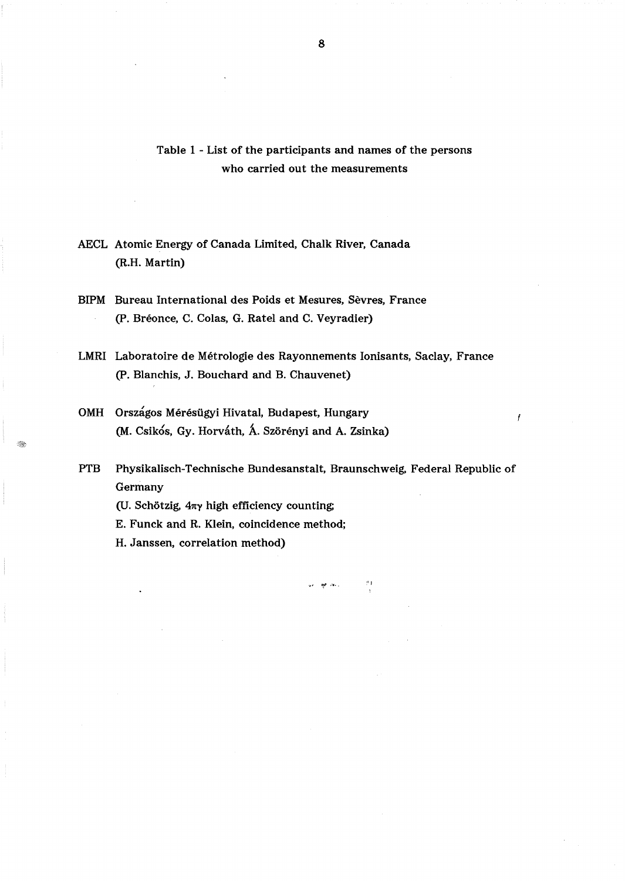Table 1 - List of the participants and names of the persons who carried out the measurements

AECL Atomic Energy of Canada Limited, Chalk River, Canada
(R.H. Martin)

BIPM Bureau International des Poids et Mesures, Sèvres, France
(P. Bréonce, C. Colas, G. Ratel and C. Veyradier)

LMRI Laboratoire de Métrologie des Rayonnements Ionisants, Saclay, France
(P. Blanchis, J. Bouchard and B. Chauvenet)

OMH Országos Mérésügyi Hivatal, Budapest, Hungary
(M. Csikós, Gy. Horváth, Á. Szörényi and A. Zsinka)

PTB Physikalisch-Technische Bundesanstalt, Braunschweig, Federal Republic of Germany
(U. Schötzig, $4\pi\gamma$ high efficiency counting;
E. Funck and R. Klein, coincidence method;
H. Janssen, correlation method)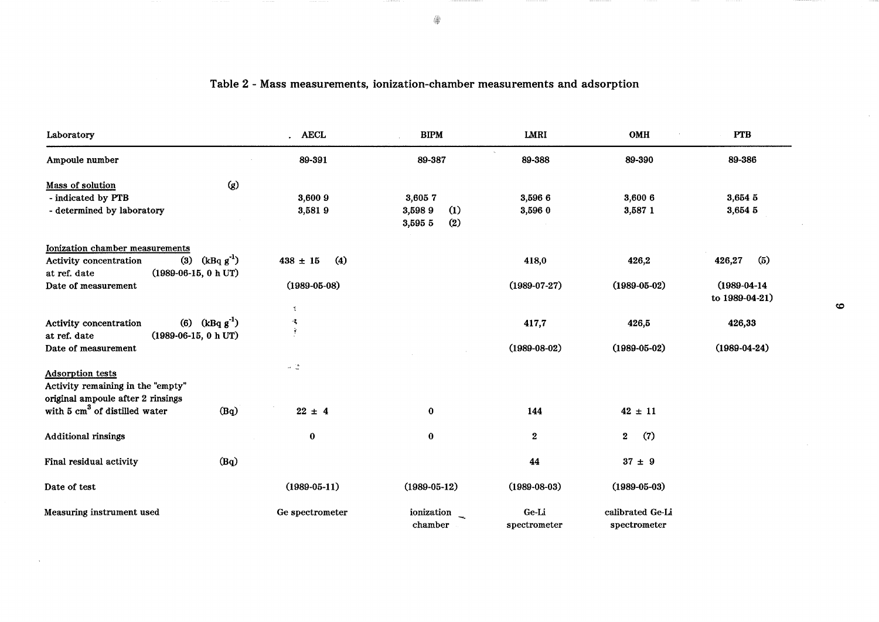## Table 2 - Mass measurements, ionization-chamber measurements and adsorption

| Laboratory | | AECL | BIPM | LMRI | OMH | PTB |
|---|---|---|---|---|---|---|
| Ampoule number | | 89-391 | 89-387 | 89-388 | 89-390 | 89-386 |
| Mass of solution | (g) | | | | | |
| - indicated by PTB | | 3,600 9 | 3,605 7 | 3,596 6 | 3,600 6 | 3,654 5 |
| - determined by laboratory | | 3,581 9 | 3,598 9 (1)<br>3,595 5 (2) | 3,596 0 | 3,587 1 | 3,654 5 |
| Ionization chamber measurements | | | | | | |
| Activity concentration at ref. date | (3) (kBq $g^{-1}$) (1989-06-15, 0 h UT) | 438 ± 15 (4) | | 418,0 | 426,2 | 426,27 (5) |
| Date of measurement | | (1989-05-08) | | (1989-07-27) | (1989-05-02) | (1989-04-14 to 1989-04-21) |
| Activity concentration at ref. date | (6) (kBq $g^{-1}$) (1989-06-15, 0 h UT) | | | 417,7 | 426,5 | 426,33 |
| Date of measurement | | | | (1989-08-02) | (1989-05-02) | (1989-04-24) |
| Adsorption tests | | | | | | |
| Activity remaining in the "empty" original ampoule after 2 rinsings with 5 $cm^3$ of distilled water | (Bq) | 22 ± 4 | 0 | 144 | 42 ± 11 | |
| Additional rinsings | | 0 | 0 | 2 | 2 (7) | |
| Final residual activity | (Bq) | | | 44 | 37 ± 9 | |
| Date of test | | (1989-05-11) | (1989-05-12) | (1989-08-03) | (1989-05-03) | |
| Measuring instrument used | | Ge spectrometer | ionization chamber | Ge-Li spectrometer | calibrated Ge-Li spectrometer | |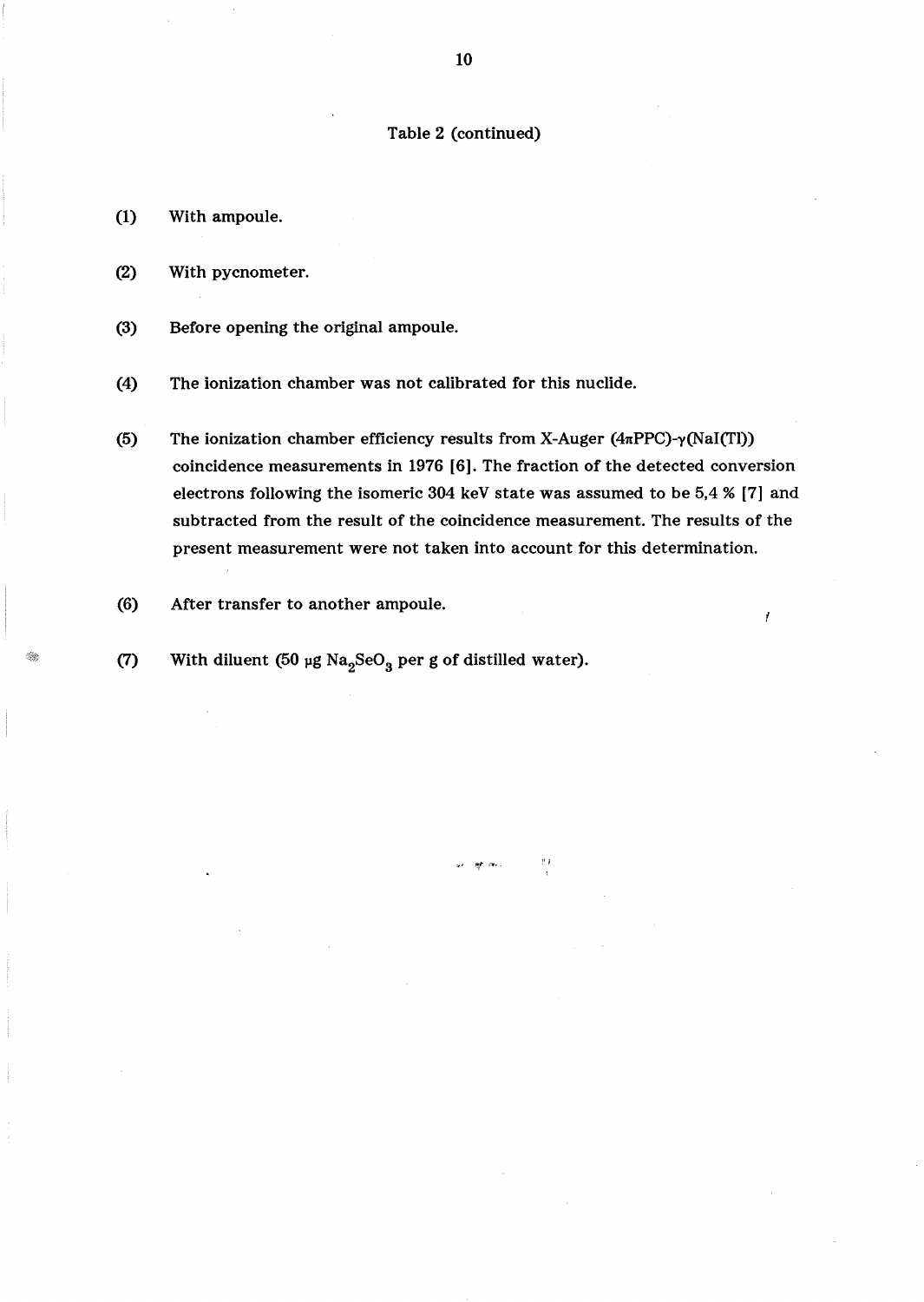Table 2 (continued)

(1) With ampoule.

(2) With pycnometer.

(3) Before opening the original ampoule.

(4) The ionization chamber was not calibrated for this nuclide.

(5) The ionization chamber efficiency results from X-Auger (4πPPC)-γ(NaI(Tl)) coincidence measurements in 1976 [6]. The fraction of the detected conversion electrons following the isomeric 304 keV state was assumed to be 5,4 % [7] and subtracted from the result of the coincidence measurement. The results of the present measurement were not taken into account for this determination.

(6) After transfer to another ampoule.

(7) With diluent (50 µg $Na_2SeO_3$ per g of distilled water).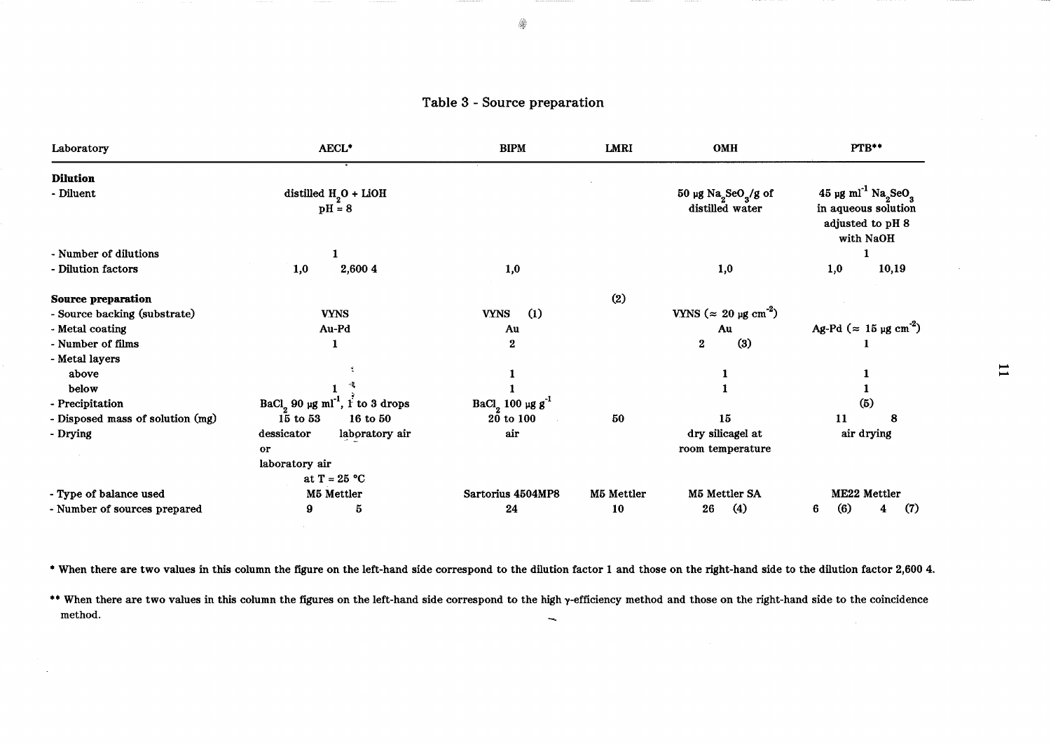## Table 3 - Source preparation

| Laboratory | AECL* | BIPM | LMRI | OMH | PTB** |
|---|---|---|---|---|---|
| **Dilution** | | | | | |
| - Diluent | distilled $H_2O$ + LiOH pH = 8 | | | 50 µg $Na_2SeO_3$/g of distilled water | 45 µg $ml^{-1}$ $Na_2SeO_3$ in aqueous solution adjusted to pH 8 with NaOH |
| - Number of dilutions | 1 | | | | 1 |
| - Dilution factors | 1,0 &nbsp;&nbsp; 2,600 4 | 1,0 | | 1,0 | 1,0 &nbsp;&nbsp; 10,19 |
| **Source preparation** | | | (2) | | |
| - Source backing (substrate) | VYNS | VYNS (1) | | VYNS (≈ 20 µg $cm^{-2}$) | |
| - Metal coating | Au-Pd | Au | | Au | Ag-Pd (≈ 15 µg $cm^{-2}$) |
| - Number of films | 1 | 2 | | 2 (3) | 1 |
| - Metal layers | | | | | |
| above | | 1 | | 1 | 1 |
| below | 1 | 1 | | 1 | 1 |
| - Precipitation | $BaCl_2$ 90 µg $ml^{-1}$, 1 to 3 drops | $BaCl_2$ 100 µg $g^{-1}$ | | | (5) |
| - Disposed mass of solution (mg) | 15 to 53 &nbsp;&nbsp; 16 to 50 | 20 to 100 | 50 | 15 | 11 &nbsp;&nbsp; 8 |
| - Drying | dessicator or laboratory air &nbsp;&nbsp; laboratory air at T = 25 °C | air | | dry silicagel at room temperature | air drying |
| - Type of balance used | M5 Mettler | Sartorius 4504MP8 | M5 Mettler | M5 Mettler SA | ME22 Mettler |
| - Number of sources prepared | 9 &nbsp;&nbsp; 5 | 24 | 10 | 26 (4) | 6 (6) &nbsp;&nbsp; 4 (7) |

\* When there are two values in this column the figure on the left-hand side correspond to the dilution factor 1 and those on the right-hand side to the dilution factor 2,600 4.

\** When there are two values in this column the figures on the left-hand side correspond to the high γ-efficiency method and those on the right-hand side to the coincidence method.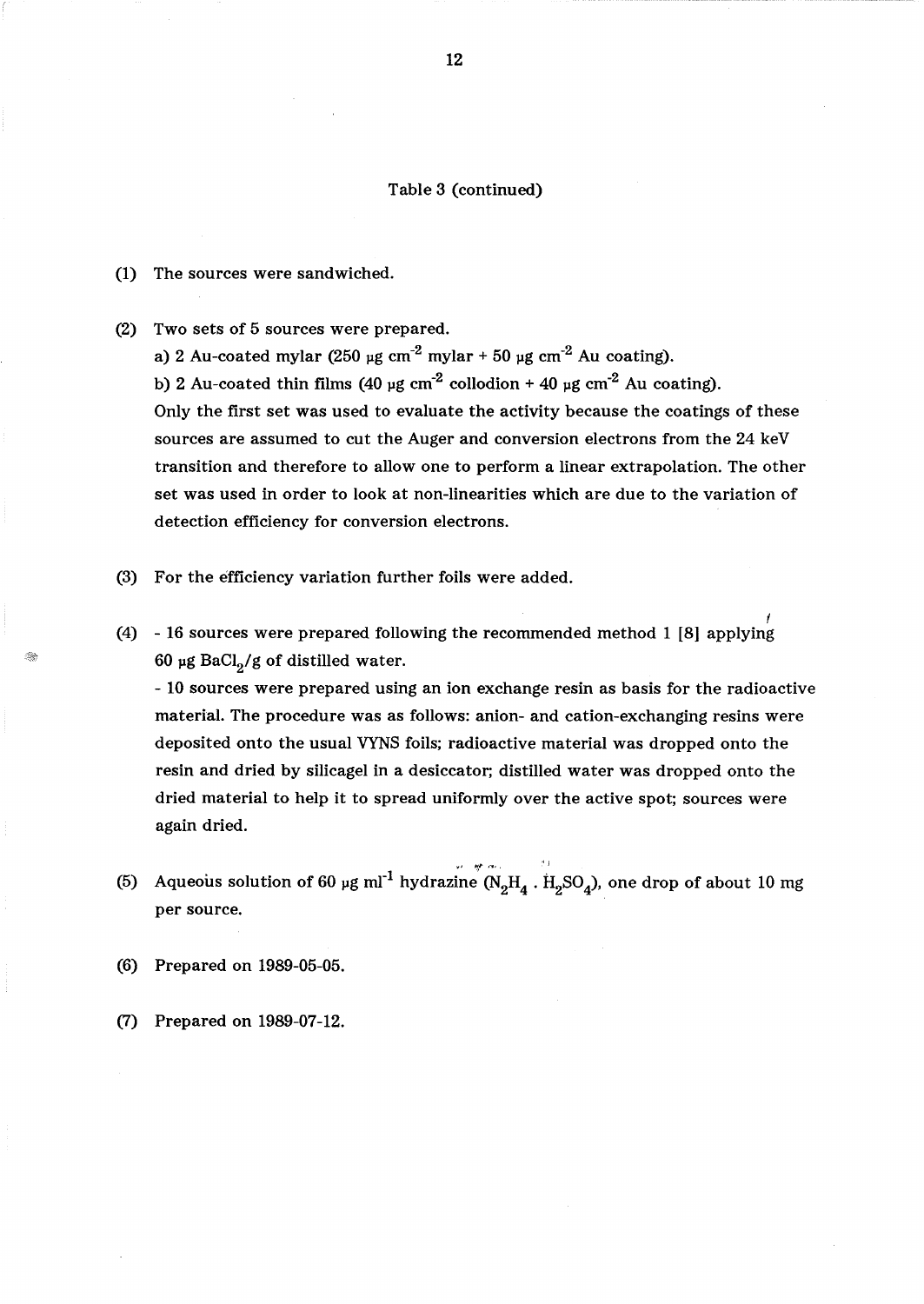Table 3 (continued)

(1) The sources were sandwiched.

(2) Two sets of 5 sources were prepared.
a) 2 Au-coated mylar (250 µg $cm^{-2}$ mylar + 50 µg $cm^{-2}$ Au coating).
b) 2 Au-coated thin films (40 µg $cm^{-2}$ collodion + 40 µg $cm^{-2}$ Au coating).
Only the first set was used to evaluate the activity because the coatings of these sources are assumed to cut the Auger and conversion electrons from the 24 keV transition and therefore to allow one to perform a linear extrapolation. The other set was used in order to look at non-linearities which are due to the variation of detection efficiency for conversion electrons.

(3) For the efficiency variation further foils were added.

(4) - 16 sources were prepared following the recommended method 1 [8] applying 60 µg $BaCl_2$/g of distilled water.
- 10 sources were prepared using an ion exchange resin as basis for the radioactive material. The procedure was as follows: anion- and cation-exchanging resins were deposited onto the usual VYNS foils; radioactive material was dropped onto the resin and dried by silicagel in a desiccator; distilled water was dropped onto the dried material to help it to spread uniformly over the active spot; sources were again dried.

(5) Aqueous solution of 60 µg $ml^{-1}$ hydrazine ($N_2H_4 \cdot H_2SO_4$), one drop of about 10 mg per source.

(6) Prepared on 1989-05-05.

(7) Prepared on 1989-07-12.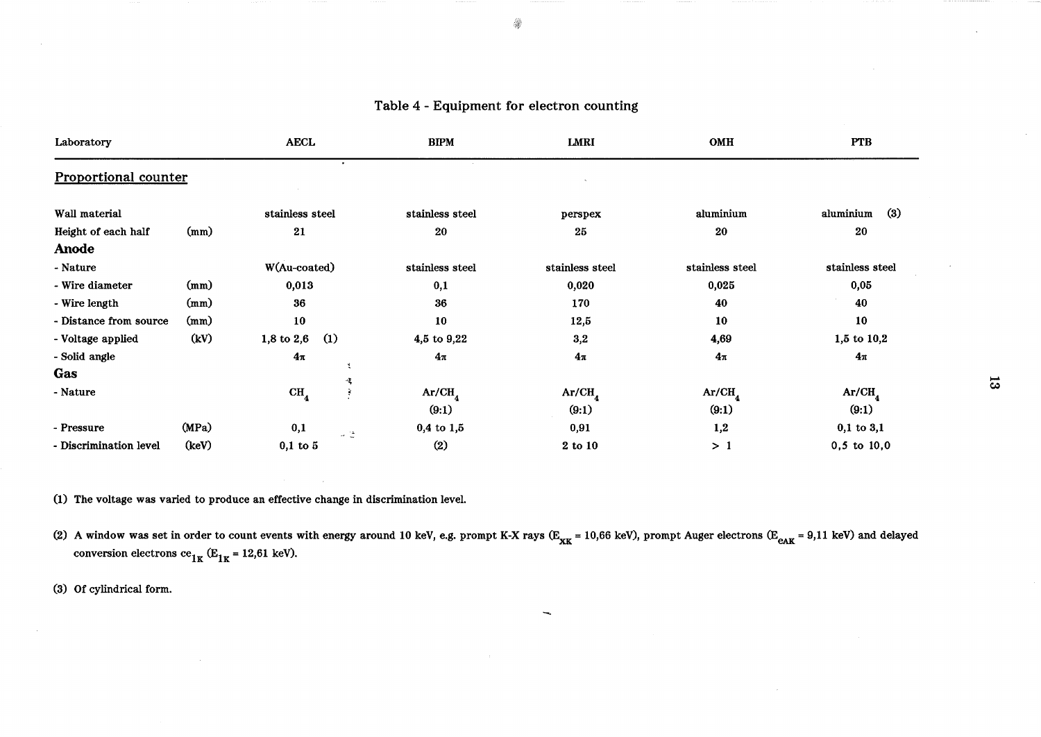# Table 4 - Equipment for electron counting

| Laboratory | | AECL | BIPM | LMRI | OMH | PTB |
|---|---|---|---|---|---|---|
| **Proportional counter** | | | | | | |
| Wall material | | stainless steel | stainless steel | perspex | aluminium | aluminium (3) |
| Height of each half | (mm) | 21 | 20 | 25 | 20 | 20 |
| **Anode** | | | | | | |
| - Nature | | W(Au-coated) | stainless steel | stainless steel | stainless steel | stainless steel |
| - Wire diameter | (mm) | 0,013 | 0,1 | 0,020 | 0,025 | 0,05 |
| - Wire length | (mm) | 36 | 36 | 170 | 40 | 40 |
| - Distance from source | (mm) | 10 | 10 | 12,5 | 10 | 10 |
| - Voltage applied | (kV) | 1,8 to 2,6 (1) | 4,5 to 9,22 | 3,2 | 4,69 | 1,5 to 10,2 |
| - Solid angle | | $4\pi$ | $4\pi$ | $4\pi$ | $4\pi$ | $4\pi$ |
| **Gas** | | | | | | |
| - Nature | | $CH_4$ | $Ar/CH_4$ (9:1) | $Ar/CH_4$ (9:1) | $Ar/CH_4$ (9:1) | $Ar/CH_4$ (9:1) |
| - Pressure | (MPa) | 0,1 | 0,4 to 1,5 | 0,91 | 1,2 | 0,1 to 3,1 |
| - Discrimination level | (keV) | 0,1 to 5 | (2) | 2 to 10 | > 1 | 0,5 to 10,0 |

(1) The voltage was varied to produce an effective change in discrimination level.

(2) A window was set in order to count events with energy around 10 keV, e.g. prompt K-X rays ($E_{XK}$ = 10,66 keV), prompt Auger electrons ($E_{eAK}$ = 9,11 keV) and delayed conversion electrons $ce_{1K}$ ($E_{1K}$ = 12,61 keV).

(3) Of cylindrical form.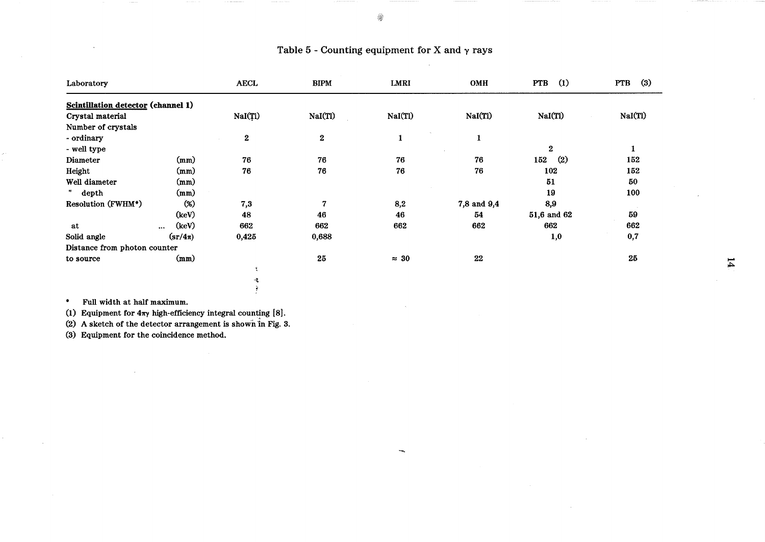# Table 5 - Counting equipment for X and γ rays

| Laboratory | | AECL | BIPM | LMRI | OMH | PTB (1) | PTB (3) |
|---|---|---|---|---|---|---|---|
| **Scintillation detector (channel 1)** | | | | | | | |
| Crystal material | | NaI(Tl) | NaI(Tl) | NaI(Tl) | NaI(Tl) | NaI(Tl) | NaI(Tl) |
| Number of crystals | | | | | | | |
| - ordinary | | 2 | 2 | 1 | 1 | | |
| - well type | | | | | | 2 | 1 |
| Diameter | (mm) | 76 | 76 | 76 | 76 | 152 (2) | 152 |
| Height | (mm) | 76 | 76 | 76 | 76 | 102 | 152 |
| Well diameter | (mm) | | | | | 51 | 50 |
| " depth | (mm) | | | | | 19 | 100 |
| Resolution (FWHM*) | (%) | 7,3 | 7 | 8,2 | 7,8 and 9,4 | 8,9 | |
| | (keV) | 48 | 46 | 46 | 54 | 51,6 and 62 | 59 |
| at ... | (keV) | 662 | 662 | 662 | 662 | 662 | 662 |
| Solid angle | (sr/4π) | 0,425 | 0,688 | | | 1,0 | 0,7 |
| Distance from photon counter to source | (mm) | | 25 | ≈ 30 | 22 | | 25 |

\* Full width at half maximum.

(1) Equipment for 4πγ high-efficiency integral counting [8].

(2) A sketch of the detector arrangement is shown in Fig. 3.

(3) Equipment for the coincidence method.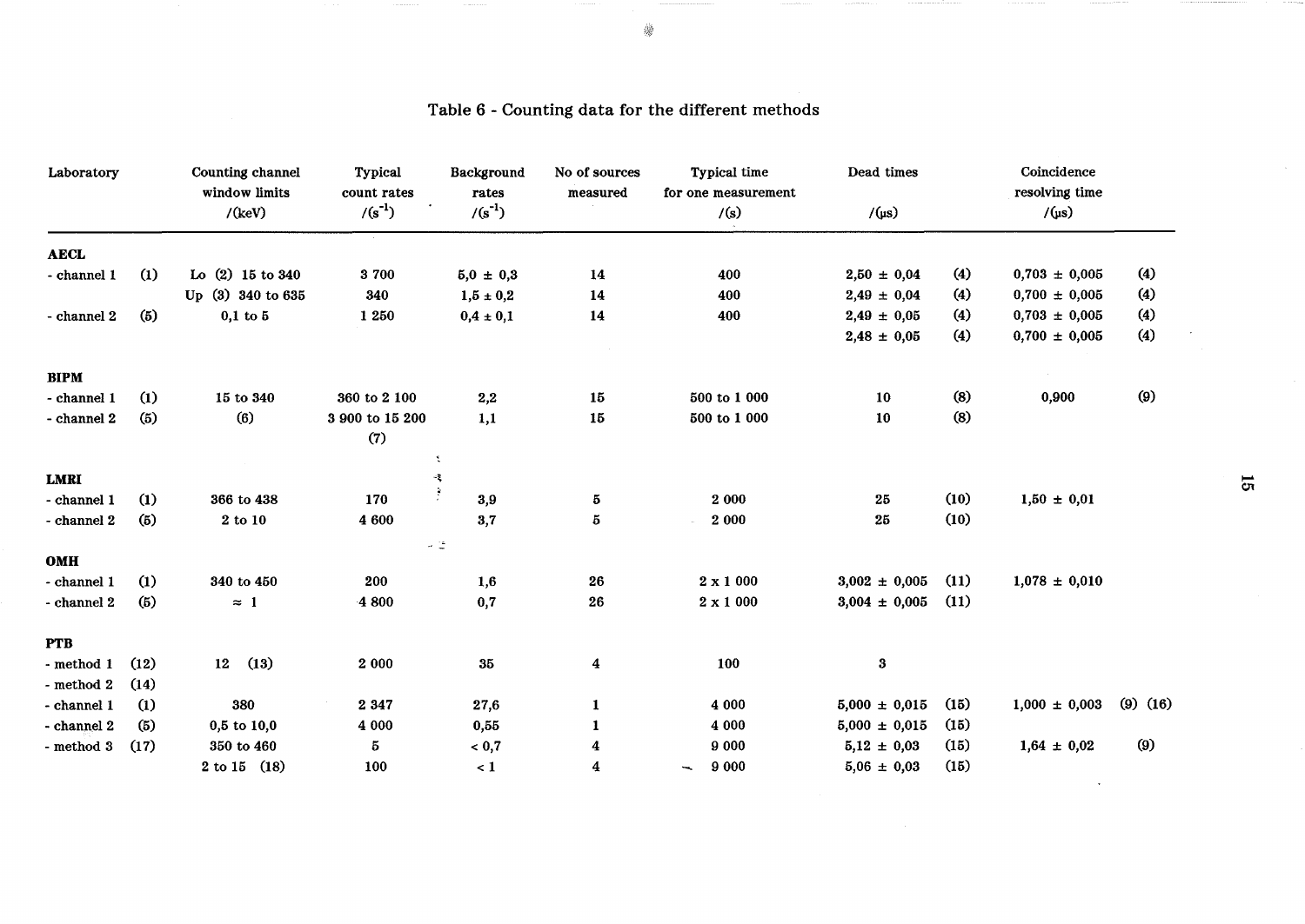## Table 6 - Counting data for the different methods

| Laboratory | | Counting channel window limits /(keV) | Typical count rates /($s^{-1}$) | Background rates /($s^{-1}$) | No of sources measured | Typical time for one measurement /(s) | Dead times /(µs) | | Coincidence resolving time /(µs) | |
|---|---|---|---|---|---|---|---|---|---|---|
| **AECL** | | | | | | | | | | |
| - channel 1 | (1) | Lo (2) 15 to 340 | 3 700 | 5,0 ± 0,3 | 14 | 400 | 2,50 ± 0,04 | (4) | 0,703 ± 0,005 | (4) |
| | | Up (3) 340 to 635 | 340 | 1,5 ± 0,2 | 14 | 400 | 2,49 ± 0,04 | (4) | 0,700 ± 0,005 | (4) |
| - channel 2 | (5) | 0,1 to 5 | 1 250 | 0,4 ± 0,1 | 14 | 400 | 2,49 ± 0,05 | (4) | 0,703 ± 0,005 | (4) |
| | | | | | | | 2,48 ± 0,05 | (4) | 0,700 ± 0,005 | (4) |
| **BIPM** | | | | | | | | | | |
| - channel 1 | (1) | 15 to 340 | 360 to 2 100 | 2,2 | 15 | 500 to 1 000 | 10 | (8) | 0,900 | (9) |
| - channel 2 | (5) | (6) | 3 900 to 15 200 (7) | 1,1 | 15 | 500 to 1 000 | 10 | (8) | | |
| **LMRI** | | | | | | | | | | |
| - channel 1 | (1) | 366 to 438 | 170 | 3,9 | 5 | 2 000 | 25 | (10) | 1,50 ± 0,01 | |
| - channel 2 | (5) | 2 to 10 | 4 600 | 3,7 | 5 | 2 000 | 25 | (10) | | |
| **OMH** | | | | | | | | | | |
| - channel 1 | (1) | 340 to 450 | 200 | 1,6 | 26 | 2 x 1 000 | 3,002 ± 0,005 | (11) | 1,078 ± 0,010 | |
| - channel 2 | (5) | ≈ 1 | 4 800 | 0,7 | 26 | 2 x 1 000 | 3,004 ± 0,005 | (11) | | |
| **PTB** | | | | | | | | | | |
| - method 1 | (12) | 12 (13) | 2 000 | 35 | 4 | 100 | 3 | | | |
| - method 2 | (14) | | | | | | | | | |
| - channel 1 | (1) | 380 | 2 347 | 27,6 | 1 | 4 000 | 5,000 ± 0,015 | (15) | 1,000 ± 0,003 | (9) (16) |
| - channel 2 | (5) | 0,5 to 10,0 | 4 000 | 0,55 | 1 | 4 000 | 5,000 ± 0,015 | (15) | | |
| - method 3 | (17) | 350 to 460 | 5 | < 0,7 | 4 | 9 000 | 5,12 ± 0,03 | (15) | 1,64 ± 0,02 | (9) |
| | | 2 to 15 (18) | 100 | < 1 | 4 | 9 000 | 5,06 ± 0,03 | (15) | | |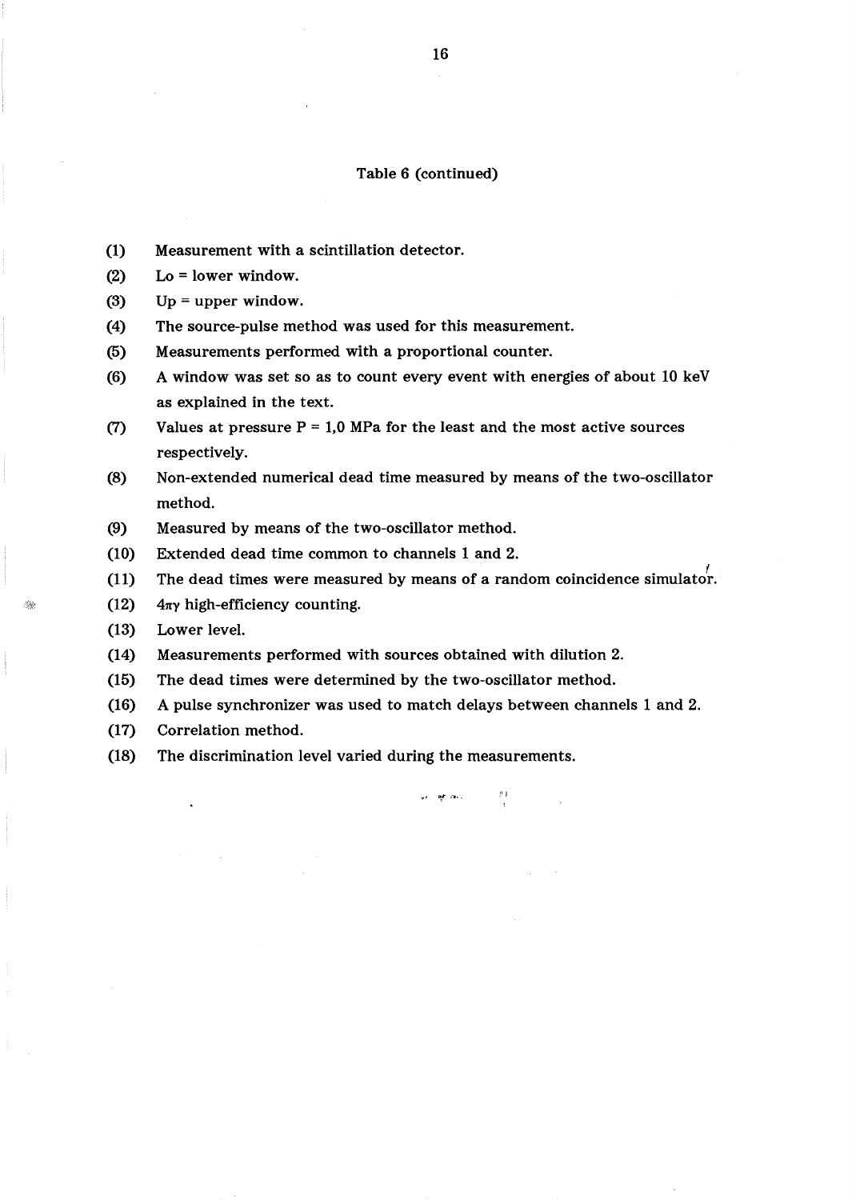Table 6 (continued)

(1) Measurement with a scintillation detector.

(2) Lo = lower window.

(3) Up = upper window.

(4) The source-pulse method was used for this measurement.

(5) Measurements performed with a proportional counter.

(6) A window was set so as to count every event with energies of about 10 keV as explained in the text.

(7) Values at pressure P = 1,0 MPa for the least and the most active sources respectively.

(8) Non-extended numerical dead time measured by means of the two-oscillator method.

(9) Measured by means of the two-oscillator method.

(10) Extended dead time common to channels 1 and 2.

(11) The dead times were measured by means of a random coincidence simulator.

(12) $4\pi\gamma$ high-efficiency counting.

(13) Lower level.

(14) Measurements performed with sources obtained with dilution 2.

(15) The dead times were determined by the two-oscillator method.

(16) A pulse synchronizer was used to match delays between channels 1 and 2.

(17) Correlation method.

(18) The discrimination level varied during the measurements.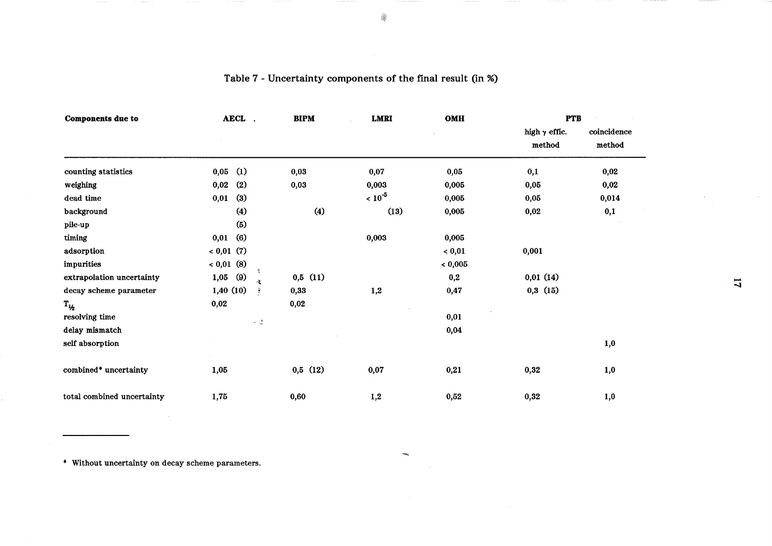# Table 7 - Uncertainty components of the final result (in %)

| Components due to | AECL | BIPM | LMRI | OMH | PTB | |
|---|---|---|---|---|---|---|
| | | | | | high γ effic. method | coincidence method |
| counting statistics | 0,05 (1) | 0,03 | 0,07 | 0,05 | 0,1 | 0,02 |
| weighing | 0,02 (2) | 0,03 | 0,003 | 0,005 | 0,05 | 0,02 |
| dead time | 0,01 (3) | | $< 10^{-5}$ | 0,005 | 0,05 | 0,014 |
| background | (4) | (4) | (13) | 0,005 | 0,02 | 0,1 |
| pile-up | (5) | | | | | |
| timing | 0,01 (6) | | 0,003 | 0,005 | | |
| adsorption | < 0,01 (7) | | | < 0,01 | 0,001 | |
| impurities | < 0,01 (8) | | | < 0,005 | | |
| extrapolation uncertainty | 1,05 (9) | 0,5 (11) | | 0,2 | 0,01 (14) | |
| decay scheme parameter | 1,40 (10) | 0,33 | 1,2 | 0,47 | 0,3 (15) | |
| $T_{½}$ | 0,02 | 0,02 | | | | |
| resolving time | | | | 0,01 | | |
| delay mismatch | | | | 0,04 | | |
| self absorption | | | | | | 1,0 |
| combined* uncertainty | 1,05 | 0,5 (12) | 0,07 | 0,21 | 0,32 | 1,0 |
| total combined uncertainty | 1,75 | 0,60 | 1,2 | 0,52 | 0,32 | 1,0 |

* Without uncertainty on decay scheme parameters.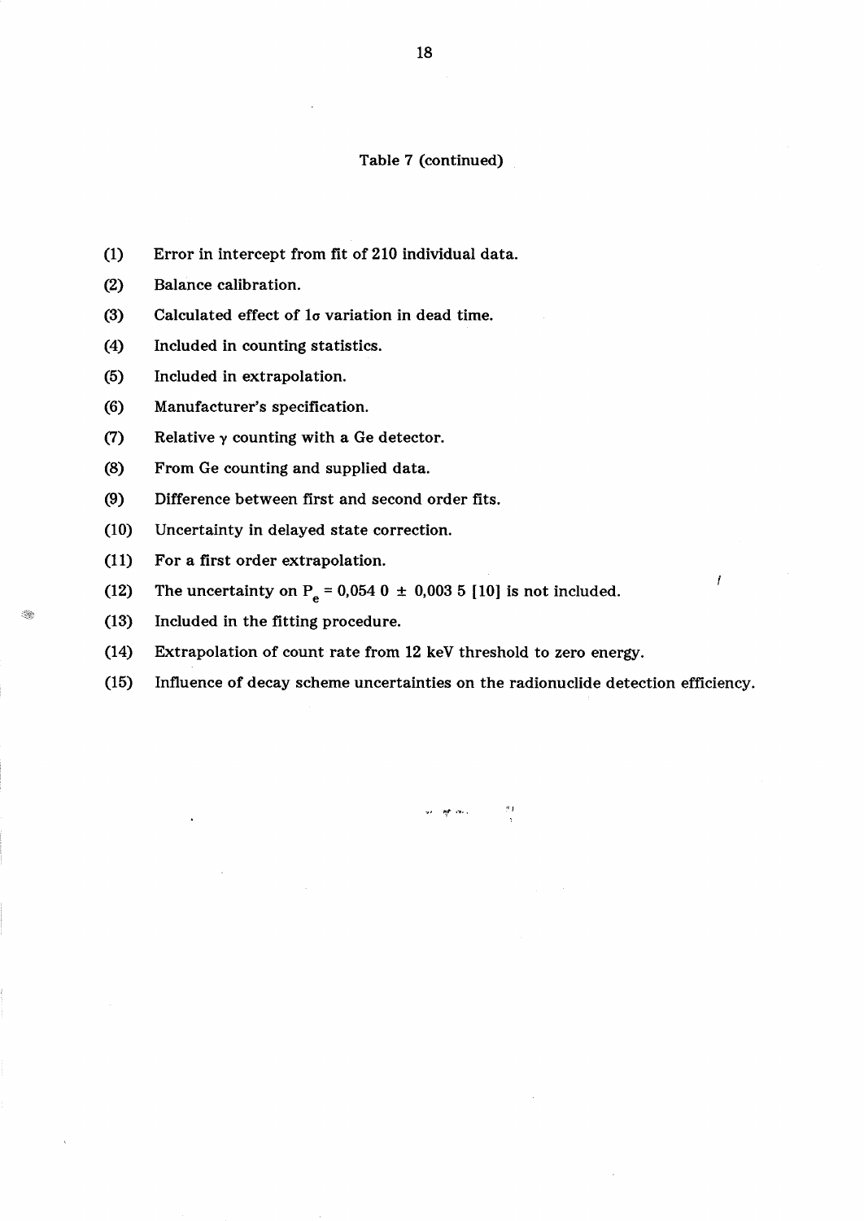Table 7 (continued)

(1) Error in intercept from fit of 210 individual data.

(2) Balance calibration.

(3) Calculated effect of 1σ variation in dead time.

(4) Included in counting statistics.

(5) Included in extrapolation.

(6) Manufacturer's specification.

(7) Relative γ counting with a Ge detector.

(8) From Ge counting and supplied data.

(9) Difference between first and second order fits.

(10) Uncertainty in delayed state correction.

(11) For a first order extrapolation.

(12) The uncertainty on $P_e$ = 0,054 0 ± 0,003 5 [10] is not included.

(13) Included in the fitting procedure.

(14) Extrapolation of count rate from 12 keV threshold to zero energy.

(15) Influence of decay scheme uncertainties on the radionuclide detection efficiency.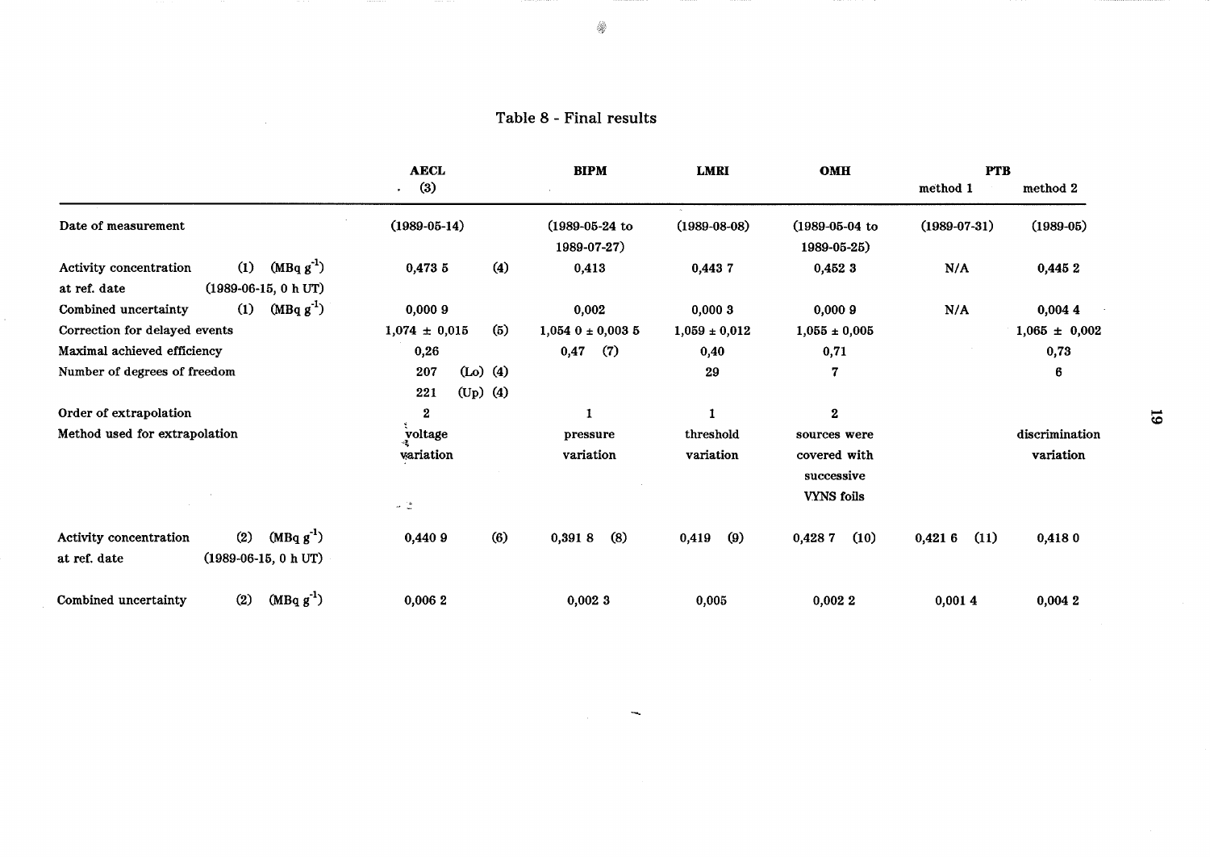# Table 8 - Final results

| | | AECL (3) | BIPM | LMRI | OMH | PTB method 1 | PTB method 2 |
|---|---|---|---|---|---|---|---|
| Date of measurement | | (1989-05-14) | (1989-05-24 to 1989-07-27) | (1989-08-08) | (1989-05-04 to 1989-05-25) | (1989-07-31) | (1989-05) |
| Activity concentration at ref. date | (1) (MBq g$^{-1}$) (1989-06-15, 0 h UT) | 0,473 5 (4) | 0,413 | 0,443 7 | 0,452 3 | N/A | 0,445 2 |
| Combined uncertainty | (1) (MBq g$^{-1}$) | 0,000 9 | 0,002 | 0,000 3 | 0,000 9 | N/A | 0,004 4 |
| Correction for delayed events | | 1,074 ± 0,015 (5) | 1,054 0 ± 0,003 5 | 1,059 ± 0,012 | 1,055 ± 0,005 | | 1,065 ± 0,002 |
| Maximal achieved efficiency | | 0,26 | 0,47 (7) | 0,40 | 0,71 | | 0,73 |
| Number of degrees of freedom | | 207 (Lo) (4)<br>221 (Up) (4) | | 29 | 7 | | 6 |
| Order of extrapolation | | 2 | 1 | 1 | 2 | | |
| Method used for extrapolation | | voltage variation | pressure variation | threshold variation | sources were covered with successive VYNS foils | | discrimination variation |
| Activity concentration at ref. date | (2) (MBq g$^{-1}$) (1989-06-15, 0 h UT) | 0,440 9 (6) | 0,391 8 (8) | 0,419 (9) | 0,428 7 (10) | 0,421 6 (11) | 0,418 0 |
| Combined uncertainty | (2) (MBq g$^{-1}$) | 0,006 2 | 0,002 3 | 0,005 | 0,002 2 | 0,001 4 | 0,004 2 |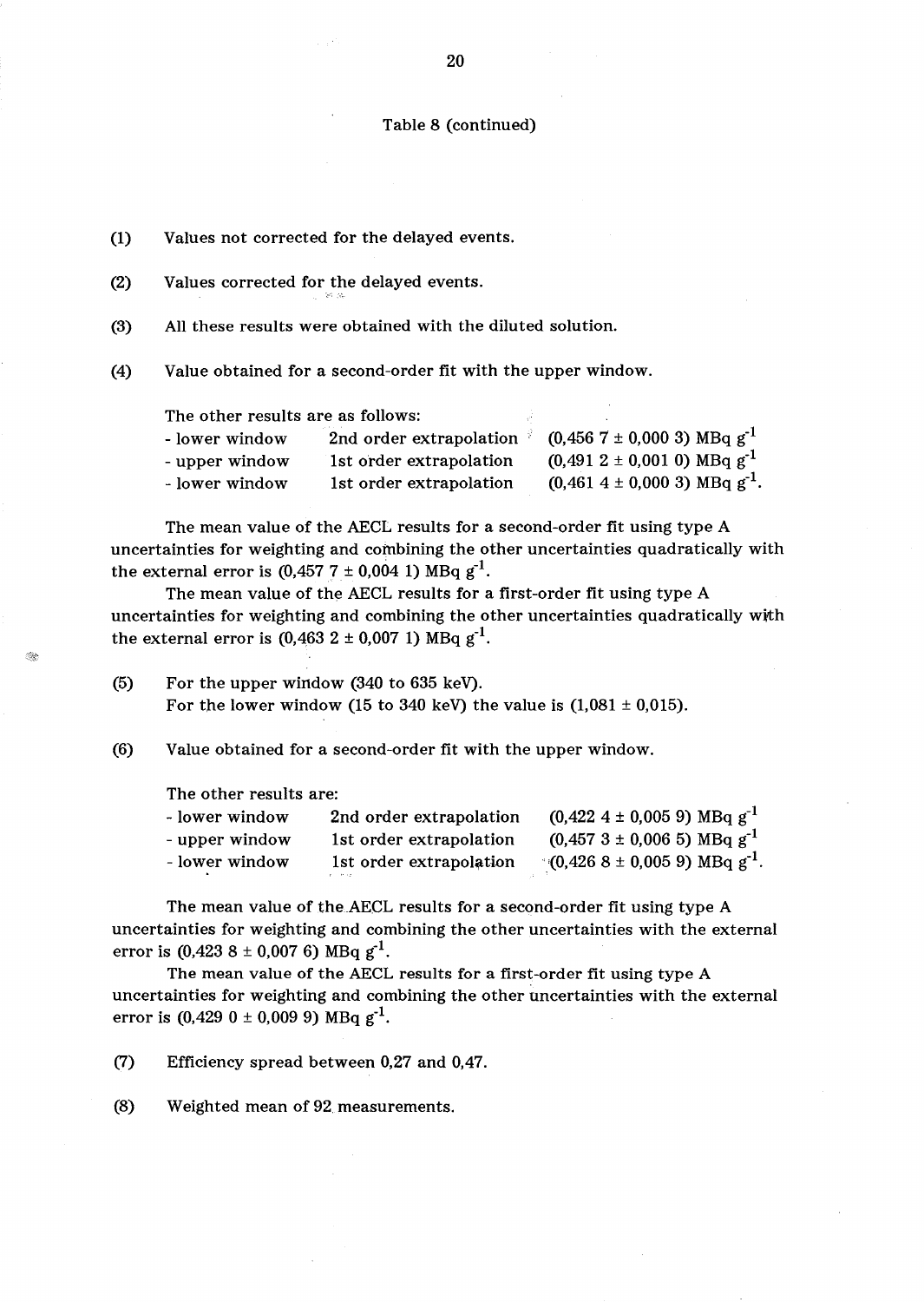Table 8 (continued)

(1) Values not corrected for the delayed events.

(2) Values corrected for the delayed events.

(3) All these results were obtained with the diluted solution.

(4) Value obtained for a second-order fit with the upper window.

The other results are as follows:

| | | |
|---|---|---|
| - lower window | 2nd order extrapolation | (0,456 7 ± 0,000 3) MBq $g^{-1}$ |
| - upper window | 1st order extrapolation | (0,491 2 ± 0,001 0) MBq $g^{-1}$ |
| - lower window | 1st order extrapolation | (0,461 4 ± 0,000 3) MBq $g^{-1}$. |

The mean value of the AECL results for a second-order fit using type A uncertainties for weighting and combining the other uncertainties quadratically with the external error is (0,457 7 ± 0,004 1) MBq $g^{-1}$.

The mean value of the AECL results for a first-order fit using type A uncertainties for weighting and combining the other uncertainties quadratically with the external error is (0,463 2 ± 0,007 1) MBq $g^{-1}$.

(5) For the upper window (340 to 635 keV).
For the lower window (15 to 340 keV) the value is (1,081 ± 0,015).

(6) Value obtained for a second-order fit with the upper window.

The other results are:

| | | |
|---|---|---|
| - lower window | 2nd order extrapolation | (0,422 4 ± 0,005 9) MBq $g^{-1}$ |
| - upper window | 1st order extrapolation | (0,457 3 ± 0,006 5) MBq $g^{-1}$ |
| - lower window | 1st order extrapolation | (0,426 8 ± 0,005 9) MBq $g^{-1}$. |

The mean value of the AECL results for a second-order fit using type A uncertainties for weighting and combining the other uncertainties with the external error is (0,423 8 ± 0,007 6) MBq $g^{-1}$.

The mean value of the AECL results for a first-order fit using type A uncertainties for weighting and combining the other uncertainties with the external error is (0,429 0 ± 0,009 9) MBq $g^{-1}$.

(7) Efficiency spread between 0,27 and 0,47.

(8) Weighted mean of 92 measurements.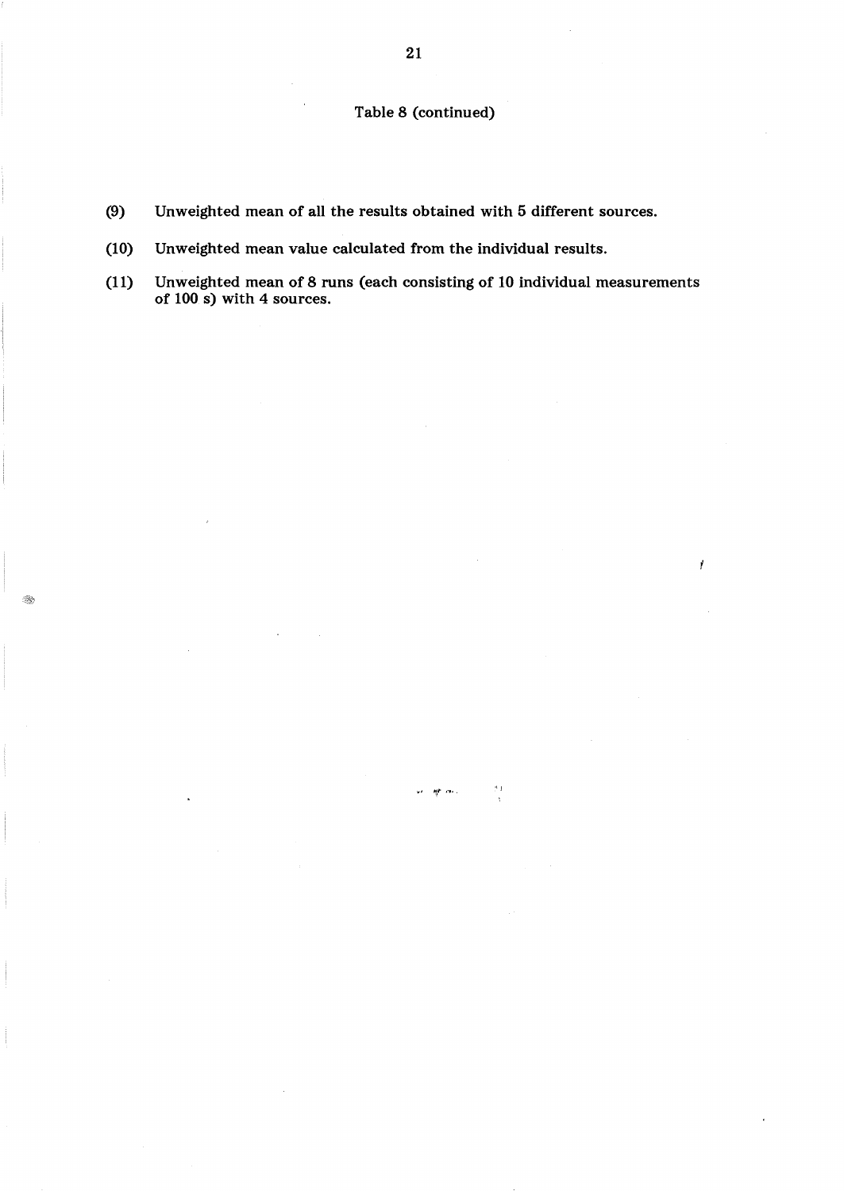Table 8 (continued)

(9) Unweighted mean of all the results obtained with 5 different sources.

(10) Unweighted mean value calculated from the individual results.

(11) Unweighted mean of 8 runs (each consisting of 10 individual measurements of 100 s) with 4 sources.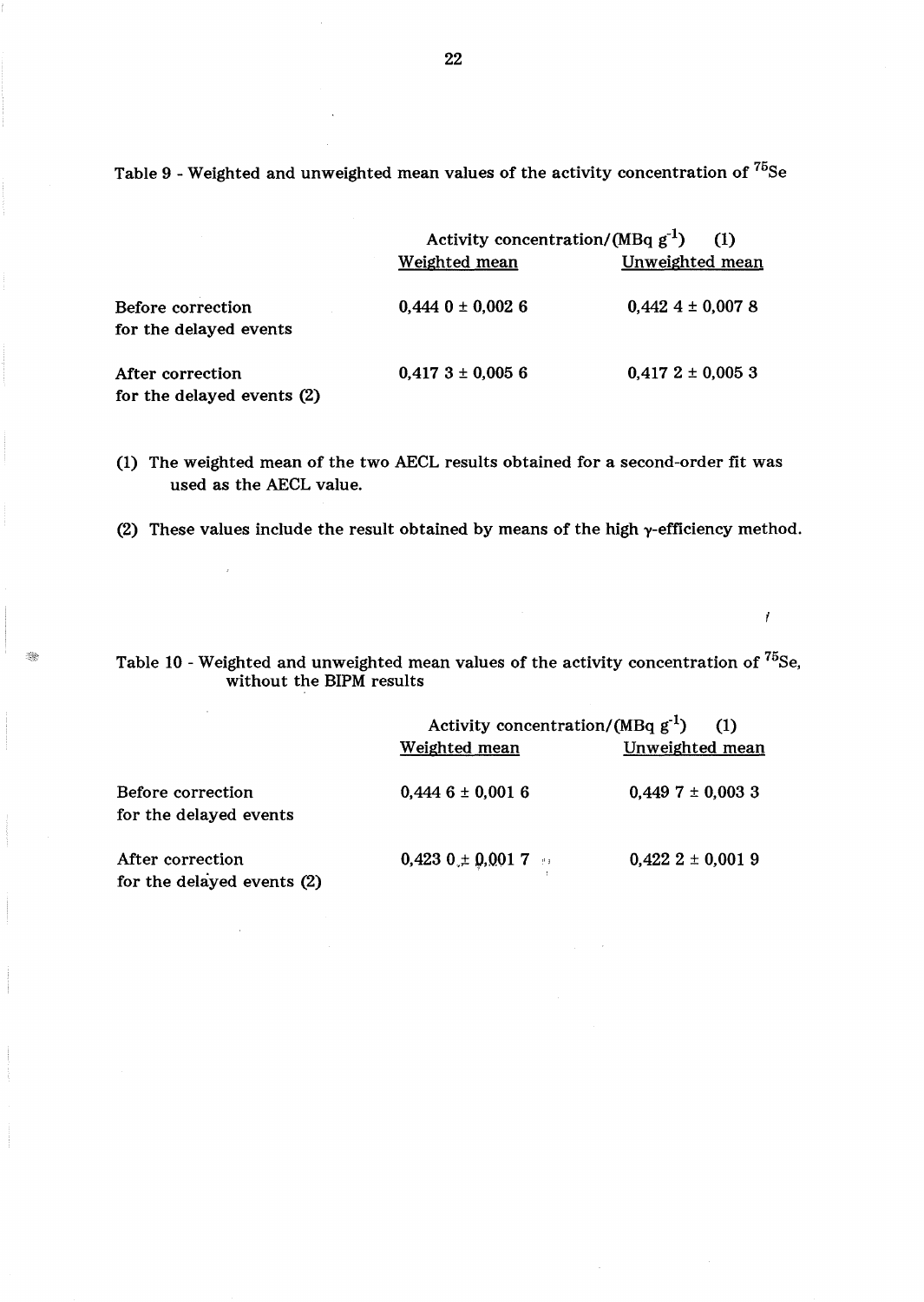Table 9 - Weighted and unweighted mean values of the activity concentration of $^{75}Se$

| | Activity concentration/(MBq $g^{-1}$) (1) | |
|---|---|---|
| | Weighted mean | Unweighted mean |
| Before correction for the delayed events | 0,444 0 ± 0,002 6 | 0,442 4 ± 0,007 8 |
| After correction for the delayed events (2) | 0,417 3 ± 0,005 6 | 0,417 2 ± 0,005 3 |

(1) The weighted mean of the two AECL results obtained for a second-order fit was used as the AECL value.

(2) These values include the result obtained by means of the high $\gamma$-efficiency method.

Table 10 - Weighted and unweighted mean values of the activity concentration of $^{75}Se$, without the BIPM results

| | Activity concentration/(MBq $g^{-1}$) (1) | |
|---|---|---|
| | Weighted mean | Unweighted mean |
| Before correction for the delayed events | 0,444 6 ± 0,001 6 | 0,449 7 ± 0,003 3 |
| After correction for the delayed events (2) | 0,423 0 ± 0,001 7 | 0,422 2 ± 0,001 9 |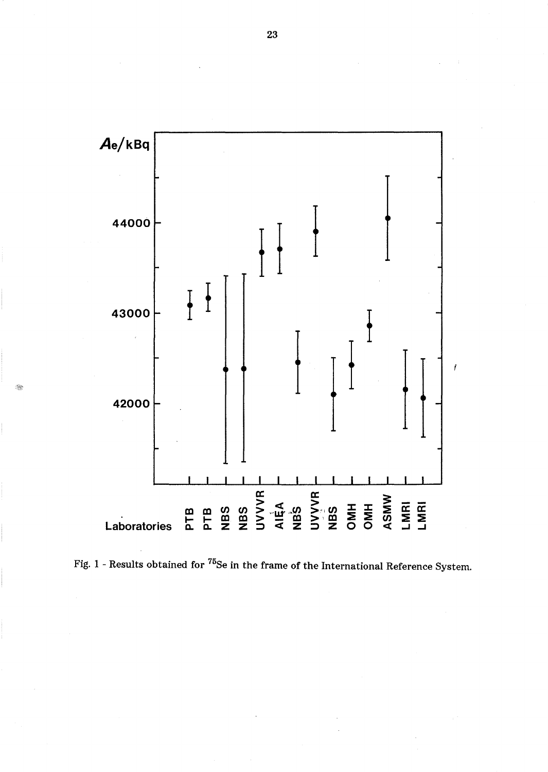Fig. 1 - Results obtained for $^{75}Se$ in the frame of the International Reference System.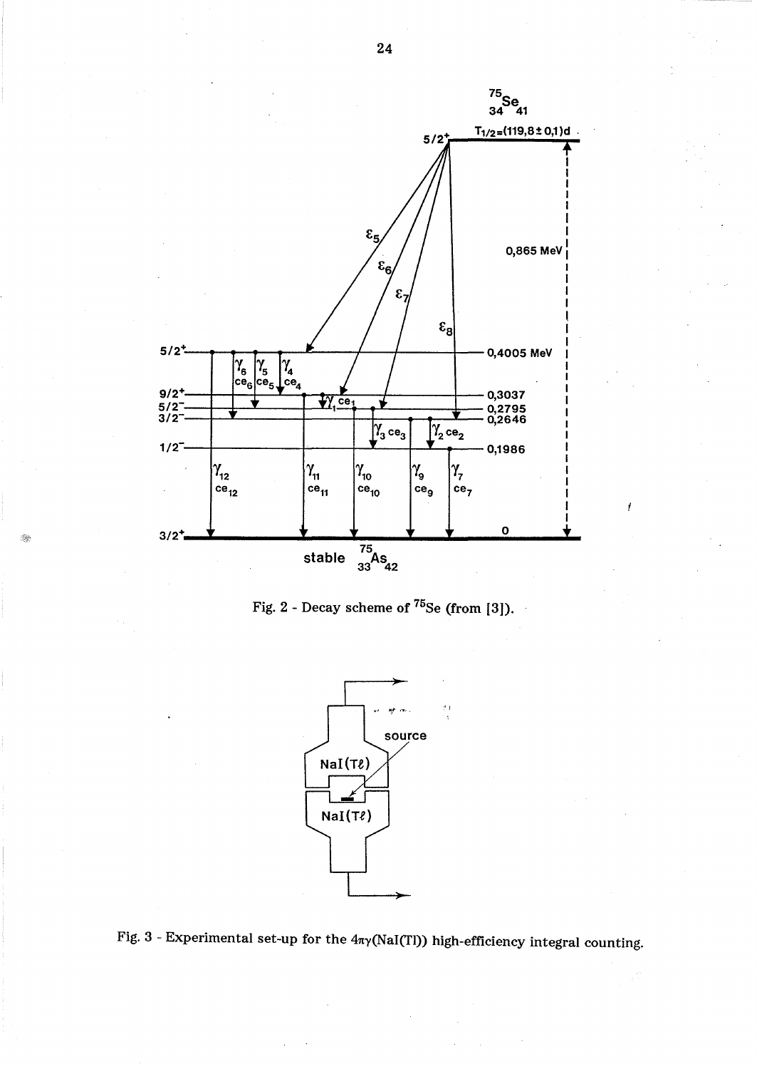Fig. 2 - Decay scheme of $^{75}$Se (from [3]).

Fig. 3 - Experimental set-up for the $4\pi\gamma$(NaI(Tl)) high-efficiency integral counting.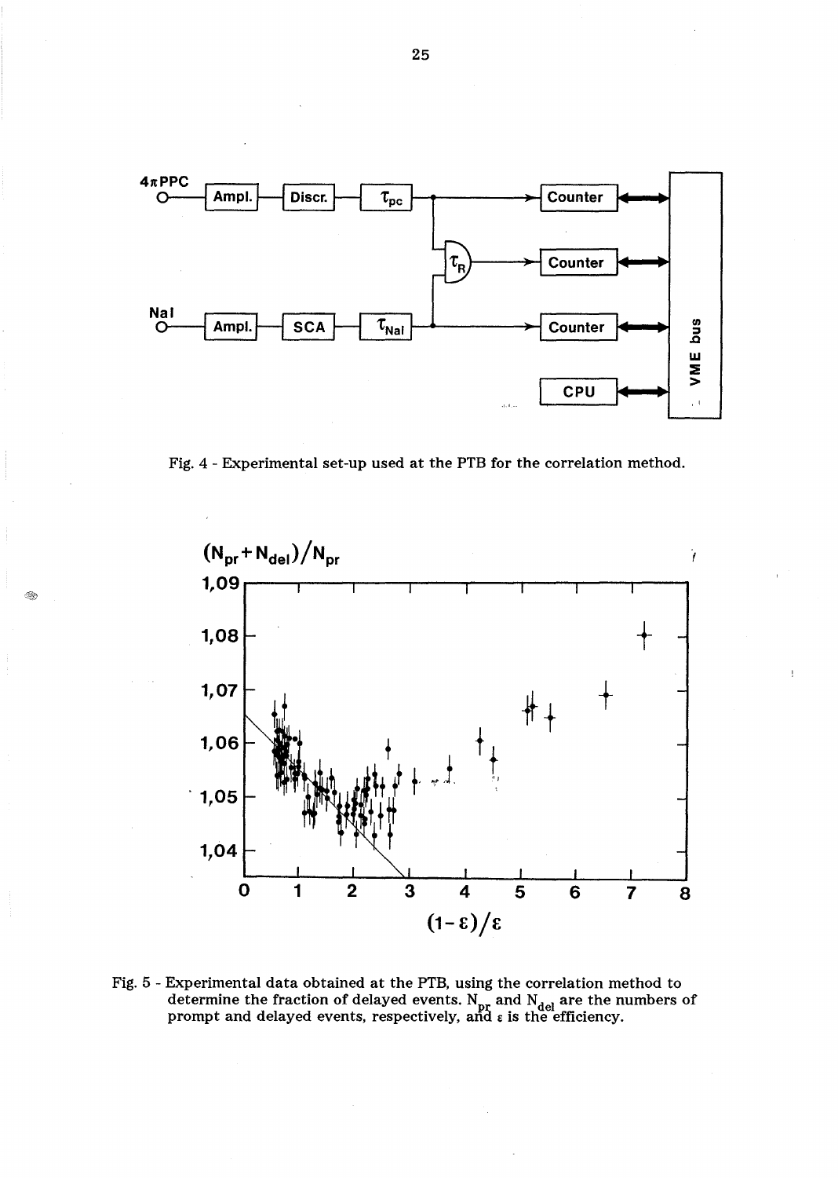Fig. 4 - Experimental set-up used at the PTB for the correlation method.

Fig. 5 - Experimental data obtained at the PTB, using the correlation method to determine the fraction of delayed events. $N_{pr}$ and $N_{del}$ are the numbers of prompt and delayed events, respectively, and $\varepsilon$ is the efficiency.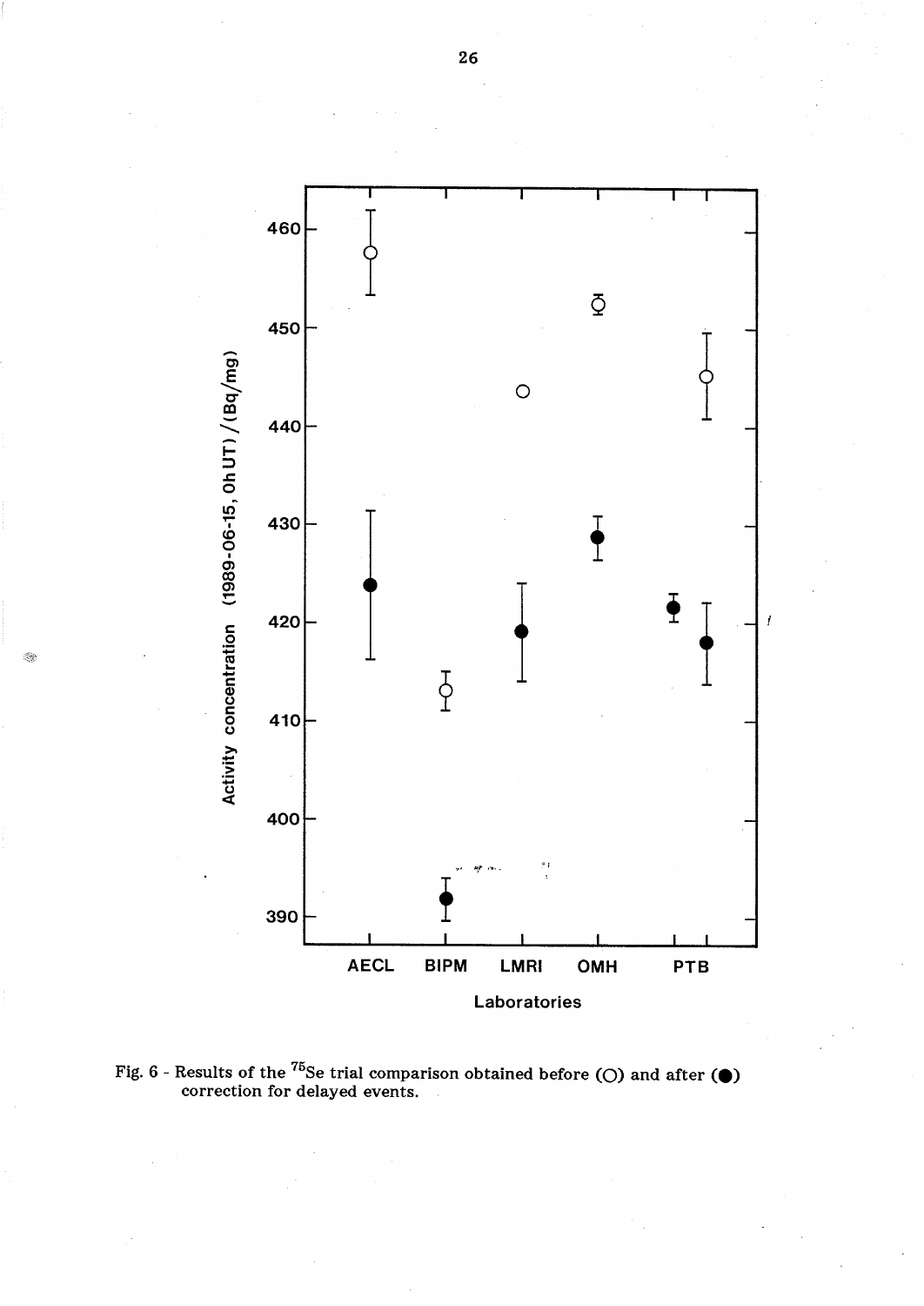Fig. 6 - Results of the $^{75}$Se trial comparison obtained before (○) and after (●) correction for delayed events.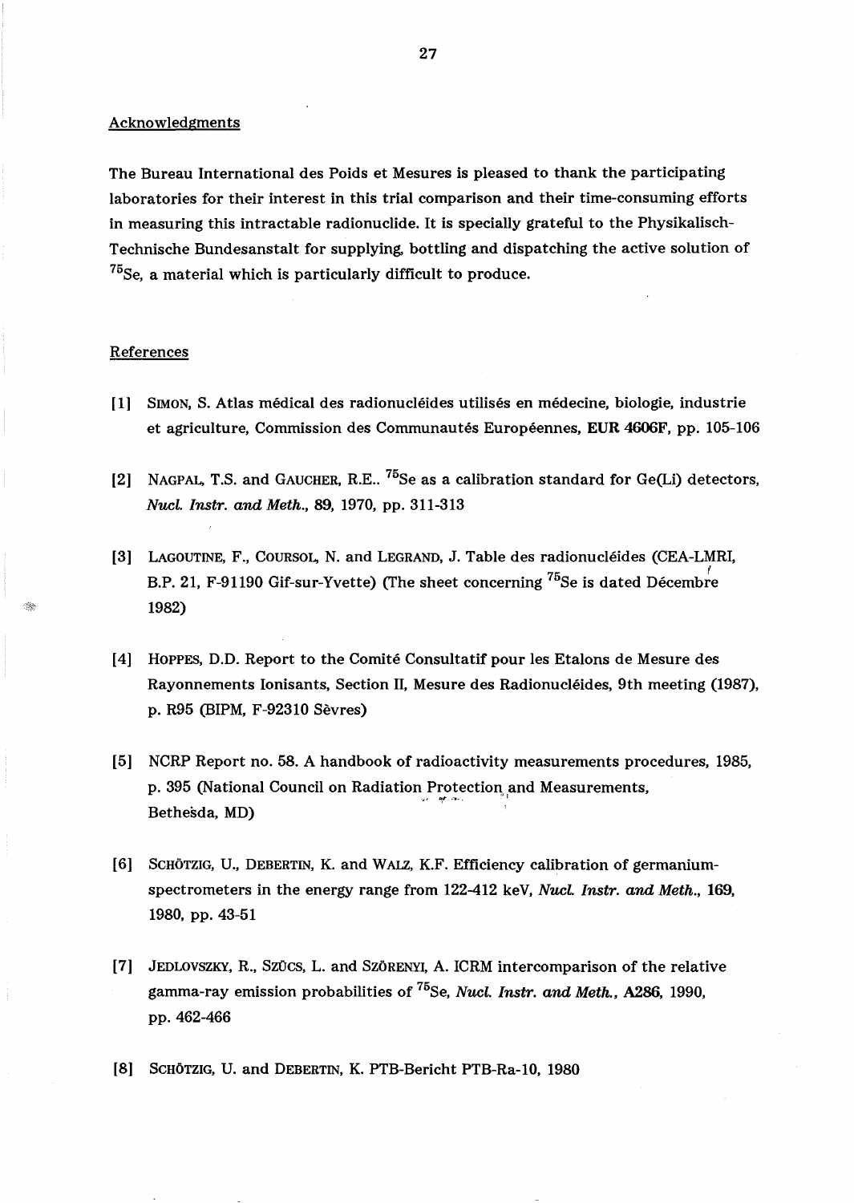## Acknowledgments

The Bureau International des Poids et Mesures is pleased to thank the participating laboratories for their interest in this trial comparison and their time-consuming efforts in measuring this intractable radionuclide. It is specially grateful to the Physikalisch-Technische Bundesanstalt for supplying, bottling and dispatching the active solution of $^{75}$Se, a material which is particularly difficult to produce.

## References

[1] SIMON, S. Atlas médical des radionucléides utilisés en médecine, biologie, industrie et agriculture, Commission des Communautés Européennes, **EUR 4606F**, pp. 105-106

[2] NAGPAL, T.S. and GAUCHER, R.E.. $^{75}$Se as a calibration standard for Ge(Li) detectors, *Nucl. Instr. and Meth.*, **89**, 1970, pp. 311-313

[3] LAGOUTINE, F., COURSOL, N. and LEGRAND, J. Table des radionucléides (CEA-LMRI, B.P. 21, F-91190 Gif-sur-Yvette) (The sheet concerning $^{75}$Se is dated Décembre 1982)

[4] HOPPES, D.D. Report to the Comité Consultatif pour les Etalons de Mesure des Rayonnements Ionisants, Section II, Mesure des Radionucléides, 9th meeting (1987), p. R95 (BIPM, F-92310 Sèvres)

[5] NCRP Report no. 58. A handbook of radioactivity measurements procedures, 1985, p. 395 (National Council on Radiation Protection and Measurements, Bethesda, MD)

[6] SCHÖTZIG, U., DEBERTIN, K. and WALZ, K.F. Efficiency calibration of germanium-spectrometers in the energy range from 122-412 keV, *Nucl. Instr. and Meth.*, **169**, 1980, pp. 43-51

[7] JEDLOVSZKY, R., SZÜCS, L. and SZÖRENYI, A. ICRM intercomparison of the relative gamma-ray emission probabilities of $^{75}$Se, *Nucl. Instr. and Meth.*, **A286**, 1990, pp. 462-466

[8] SCHÖTZIG, U. and DEBERTIN, K. PTB-Bericht PTB-Ra-10, 1980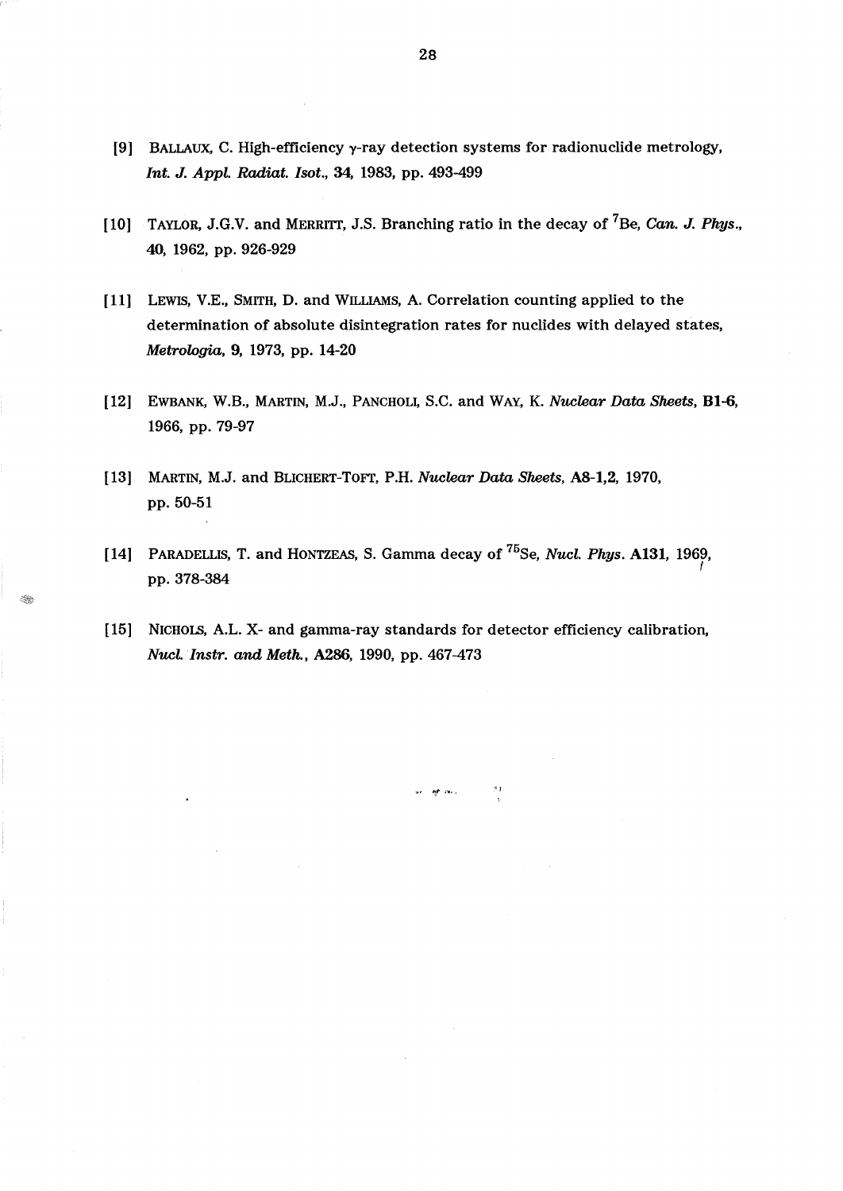[9] BALLAUX, C. High-efficiency γ-ray detection systems for radionuclide metrology, *Int. J. Appl. Radiat. Isot.*, **34**, 1983, pp. 493-499

[10] TAYLOR, J.G.V. and MERRITT, J.S. Branching ratio in the decay of $^{7}$Be, *Can. J. Phys.*, **40**, 1962, pp. 926-929

[11] LEWIS, V.E., SMITH, D. and WILLIAMS, A. Correlation counting applied to the determination of absolute disintegration rates for nuclides with delayed states, *Metrologia*, **9**, 1973, pp. 14-20

[12] EWBANK, W.B., MARTIN, M.J., PANCHOLI, S.C. and WAY, K. *Nuclear Data Sheets*, **B1-6**, 1966, pp. 79-97

[13] MARTIN, M.J. and BLICHERT-TOFT, P.H. *Nuclear Data Sheets*, **A8-1,2**, 1970, pp. 50-51

[14] PARADELLIS, T. and HONTZEAS, S. Gamma decay of $^{75}$Se, *Nucl. Phys.* **A131**, 1969, pp. 378-384

[15] NICHOLS, A.L. X- and gamma-ray standards for detector efficiency calibration, *Nucl. Instr. and Meth.*, **A286**, 1990, pp. 467-473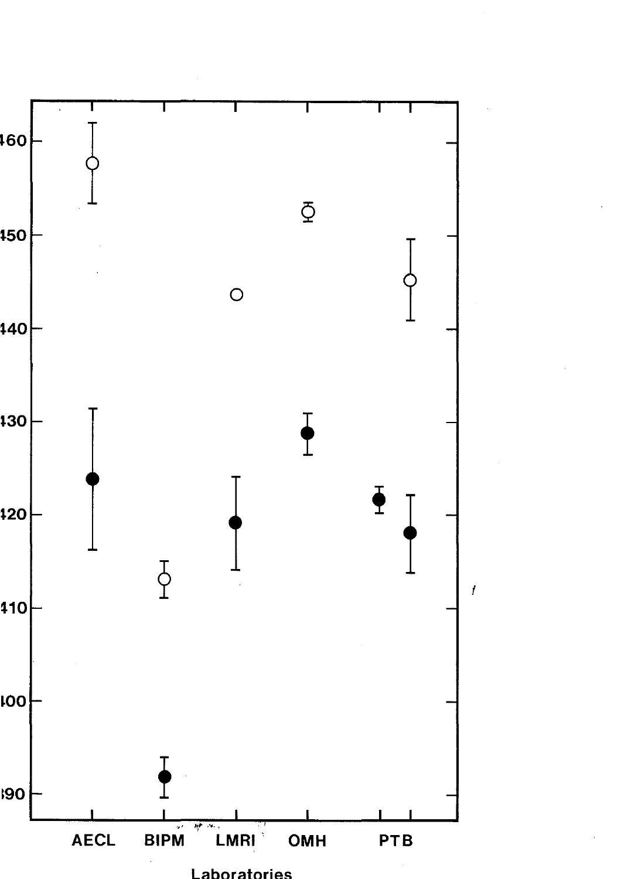460

450

440

430

420

410

400

390

AECL BIPM LMRI OMH PTB

Laboratories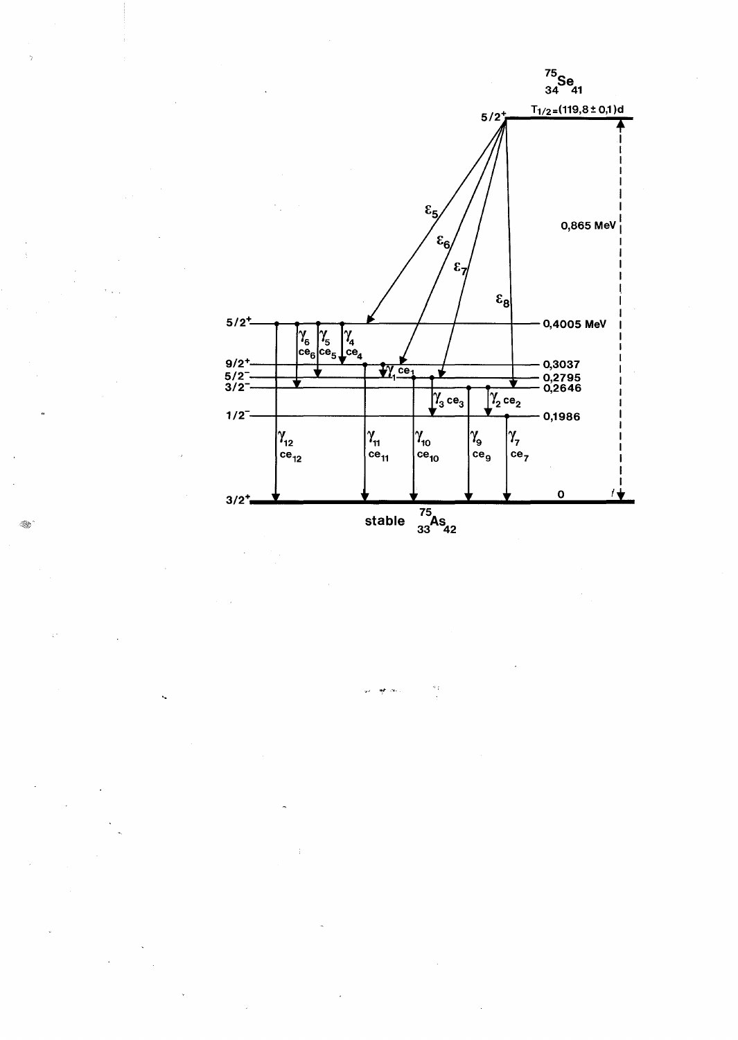$^{75}_{34}Se_{41}$

5/2+ $T_{1/2}$=(119,8 ± 0,1)d

0,865 MeV

ε5 ε6 ε7 ε8

5/2+ 0,4005 MeV

9/2+ 0,3037

5/2− 0,2795

3/2− 0,2646

1/2− 0,1986

3/2+ 0

γ1 ce1 γ2 ce2 γ3 ce3 γ4 ce4 γ5 ce5 γ6 ce6 γ7 ce7 γ9 ce9 γ10 ce10 γ11 ce11 γ12 ce12

stable $^{75}_{33}As_{42}$